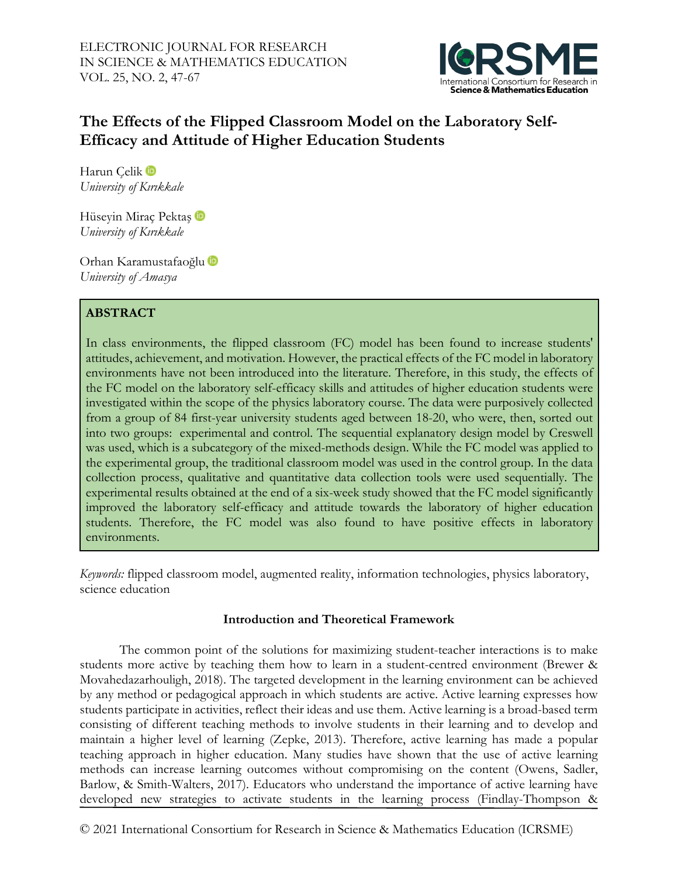# The Effects of the Flipped Classroom Model on the Laboratory Self-Efficacy and Attitude of Higher Education Students

Harun Çelik
*University of Kırıkkale*

Hüseyin Miraç Pektaş
*University of Kırıkkale*

Orhan Karamustafaoğlu
*University of Amasya*

## ABSTRACT

In class environments, the flipped classroom (FC) model has been found to increase students' attitudes, achievement, and motivation. However, the practical effects of the FC model in laboratory environments have not been introduced into the literature. Therefore, in this study, the effects of the FC model on the laboratory self-efficacy skills and attitudes of higher education students were investigated within the scope of the physics laboratory course. The data were purposively collected from a group of 84 first-year university students aged between 18-20, who were, then, sorted out into two groups: experimental and control. The sequential explanatory design model by Creswell was used, which is a subcategory of the mixed-methods design. While the FC model was applied to the experimental group, the traditional classroom model was used in the control group. In the data collection process, qualitative and quantitative data collection tools were used sequentially. The experimental results obtained at the end of a six-week study showed that the FC model significantly improved the laboratory self-efficacy and attitude towards the laboratory of higher education students. Therefore, the FC model was also found to have positive effects in laboratory environments.

*Keywords:* flipped classroom model, augmented reality, information technologies, physics laboratory, science education

## Introduction and Theoretical Framework

The common point of the solutions for maximizing student-teacher interactions is to make students more active by teaching them how to learn in a student-centred environment (Brewer & Movahedazarhouligh, 2018). The targeted development in the learning environment can be achieved by any method or pedagogical approach in which students are active. Active learning expresses how students participate in activities, reflect their ideas and use them. Active learning is a broad-based term consisting of different teaching methods to involve students in their learning and to develop and maintain a higher level of learning (Zepke, 2013). Therefore, active learning has made a popular teaching approach in higher education. Many studies have shown that the use of active learning methods can increase learning outcomes without compromising on the content (Owens, Sadler, Barlow, & Smith-Walters, 2017). Educators who understand the importance of active learning have developed new strategies to activate students in the learning process (Findlay-Thompson &

© 2021 International Consortium for Research in Science & Mathematics Education (ICRSME)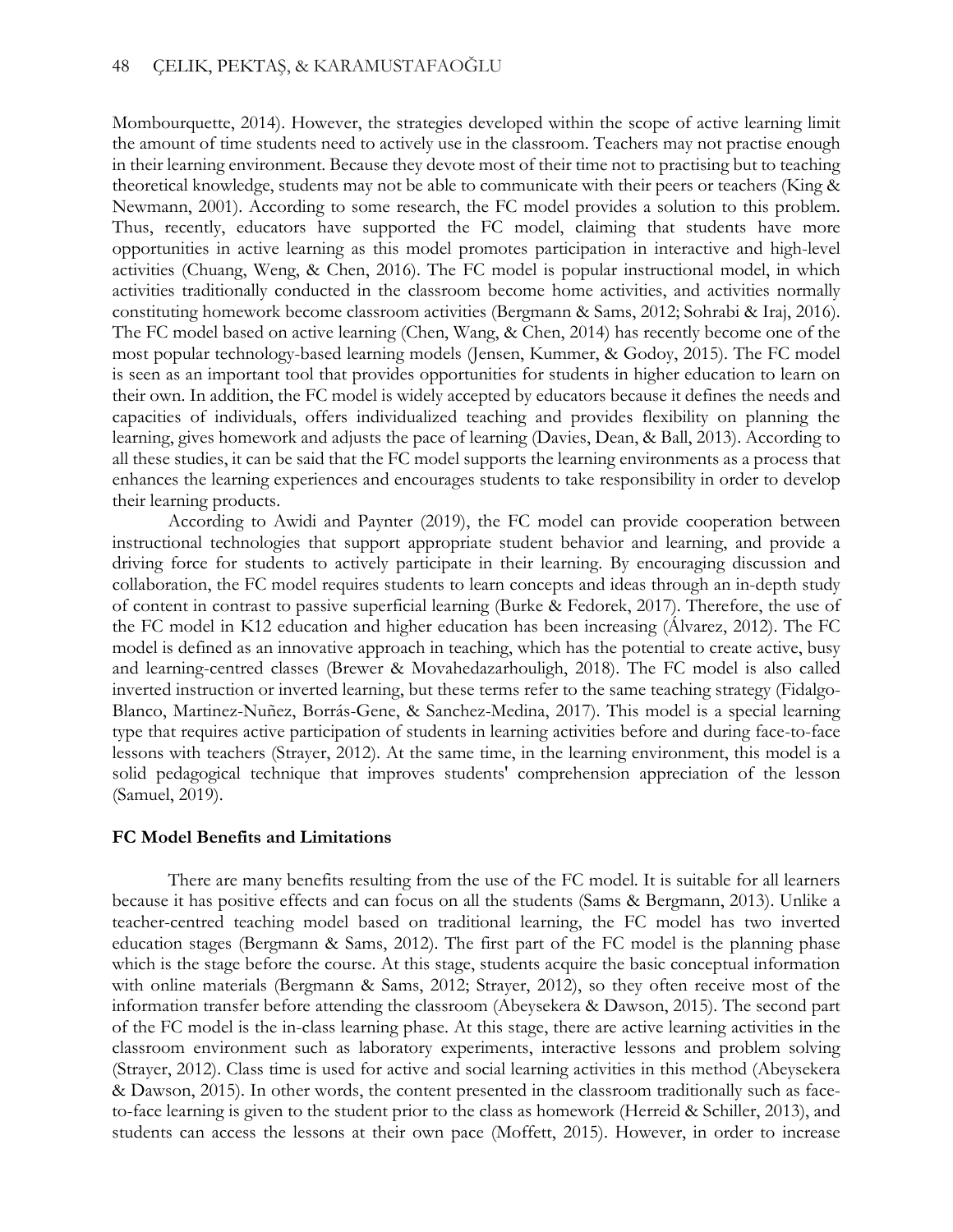Mombourquette, 2014). However, the strategies developed within the scope of active learning limit the amount of time students need to actively use in the classroom. Teachers may not practise enough in their learning environment. Because they devote most of their time not to practising but to teaching theoretical knowledge, students may not be able to communicate with their peers or teachers (King & Newmann, 2001). According to some research, the FC model provides a solution to this problem. Thus, recently, educators have supported the FC model, claiming that students have more opportunities in active learning as this model promotes participation in interactive and high-level activities (Chuang, Weng, & Chen, 2016). The FC model is popular instructional model, in which activities traditionally conducted in the classroom become home activities, and activities normally constituting homework become classroom activities (Bergmann & Sams, 2012; Sohrabi & Iraj, 2016). The FC model based on active learning (Chen, Wang, & Chen, 2014) has recently become one of the most popular technology-based learning models (Jensen, Kummer, & Godoy, 2015). The FC model is seen as an important tool that provides opportunities for students in higher education to learn on their own. In addition, the FC model is widely accepted by educators because it defines the needs and capacities of individuals, offers individualized teaching and provides flexibility on planning the learning, gives homework and adjusts the pace of learning (Davies, Dean, & Ball, 2013). According to all these studies, it can be said that the FC model supports the learning environments as a process that enhances the learning experiences and encourages students to take responsibility in order to develop their learning products.

According to Awidi and Paynter (2019), the FC model can provide cooperation between instructional technologies that support appropriate student behavior and learning, and provide a driving force for students to actively participate in their learning. By encouraging discussion and collaboration, the FC model requires students to learn concepts and ideas through an in-depth study of content in contrast to passive superficial learning (Burke & Fedorek, 2017). Therefore, the use of the FC model in K12 education and higher education has been increasing (Álvarez, 2012). The FC model is defined as an innovative approach in teaching, which has the potential to create active, busy and learning-centred classes (Brewer & Movahedazarhouligh, 2018). The FC model is also called inverted instruction or inverted learning, but these terms refer to the same teaching strategy (Fidalgo-Blanco, Martinez-Nuñez, Borrás-Gene, & Sanchez-Medina, 2017). This model is a special learning type that requires active participation of students in learning activities before and during face-to-face lessons with teachers (Strayer, 2012). At the same time, in the learning environment, this model is a solid pedagogical technique that improves students' comprehension appreciation of the lesson (Samuel, 2019).

## FC Model Benefits and Limitations

There are many benefits resulting from the use of the FC model. It is suitable for all learners because it has positive effects and can focus on all the students (Sams & Bergmann, 2013). Unlike a teacher-centred teaching model based on traditional learning, the FC model has two inverted education stages (Bergmann & Sams, 2012). The first part of the FC model is the planning phase which is the stage before the course. At this stage, students acquire the basic conceptual information with online materials (Bergmann & Sams, 2012; Strayer, 2012), so they often receive most of the information transfer before attending the classroom (Abeysekera & Dawson, 2015). The second part of the FC model is the in-class learning phase. At this stage, there are active learning activities in the classroom environment such as laboratory experiments, interactive lessons and problem solving (Strayer, 2012). Class time is used for active and social learning activities in this method (Abeysekera & Dawson, 2015). In other words, the content presented in the classroom traditionally such as face-to-face learning is given to the student prior to the class as homework (Herreid & Schiller, 2013), and students can access the lessons at their own pace (Moffett, 2015). However, in order to increase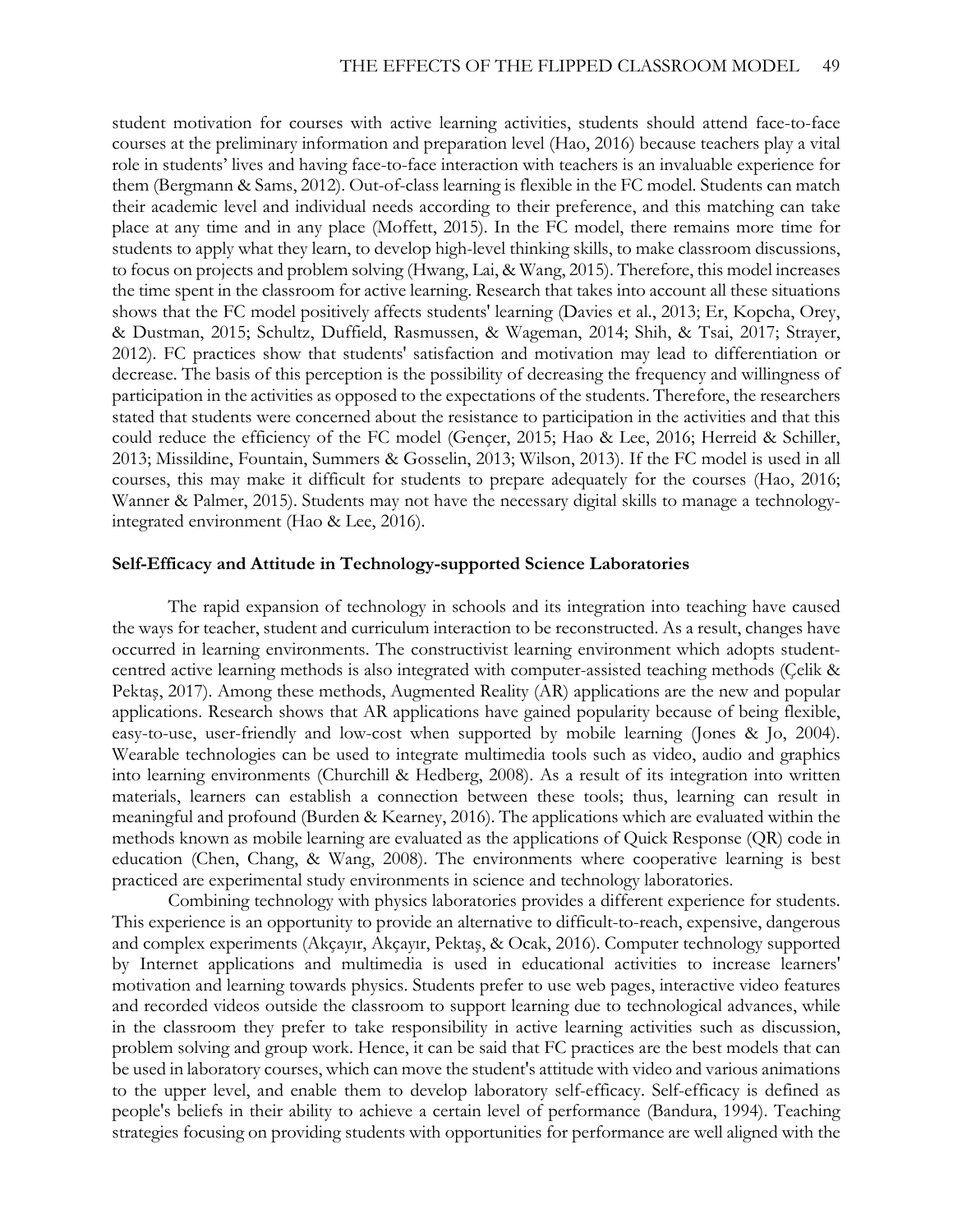student motivation for courses with active learning activities, students should attend face-to-face courses at the preliminary information and preparation level (Hao, 2016) because teachers play a vital role in students' lives and having face-to-face interaction with teachers is an invaluable experience for them (Bergmann & Sams, 2012). Out-of-class learning is flexible in the FC model. Students can match their academic level and individual needs according to their preference, and this matching can take place at any time and in any place (Moffett, 2015). In the FC model, there remains more time for students to apply what they learn, to develop high-level thinking skills, to make classroom discussions, to focus on projects and problem solving (Hwang, Lai, & Wang, 2015). Therefore, this model increases the time spent in the classroom for active learning. Research that takes into account all these situations shows that the FC model positively affects students' learning (Davies et al., 2013; Er, Kopcha, Orey, & Dustman, 2015; Schultz, Duffield, Rasmussen, & Wageman, 2014; Shih, & Tsai, 2017; Strayer, 2012). FC practices show that students' satisfaction and motivation may lead to differentiation or decrease. The basis of this perception is the possibility of decreasing the frequency and willingness of participation in the activities as opposed to the expectations of the students. Therefore, the researchers stated that students were concerned about the resistance to participation in the activities and that this could reduce the efficiency of the FC model (Gençer, 2015; Hao & Lee, 2016; Herreid & Schiller, 2013; Missildine, Fountain, Summers & Gosselin, 2013; Wilson, 2013). If the FC model is used in all courses, this may make it difficult for students to prepare adequately for the courses (Hao, 2016; Wanner & Palmer, 2015). Students may not have the necessary digital skills to manage a technology-integrated environment (Hao & Lee, 2016).

### Self-Efficacy and Attitude in Technology-supported Science Laboratories

The rapid expansion of technology in schools and its integration into teaching have caused the ways for teacher, student and curriculum interaction to be reconstructed. As a result, changes have occurred in learning environments. The constructivist learning environment which adopts student-centred active learning methods is also integrated with computer-assisted teaching methods (Çelik & Pektaş, 2017). Among these methods, Augmented Reality (AR) applications are the new and popular applications. Research shows that AR applications have gained popularity because of being flexible, easy-to-use, user-friendly and low-cost when supported by mobile learning (Jones & Jo, 2004). Wearable technologies can be used to integrate multimedia tools such as video, audio and graphics into learning environments (Churchill & Hedberg, 2008). As a result of its integration into written materials, learners can establish a connection between these tools; thus, learning can result in meaningful and profound (Burden & Kearney, 2016). The applications which are evaluated within the methods known as mobile learning are evaluated as the applications of Quick Response (QR) code in education (Chen, Chang, & Wang, 2008). The environments where cooperative learning is best practiced are experimental study environments in science and technology laboratories.

Combining technology with physics laboratories provides a different experience for students. This experience is an opportunity to provide an alternative to difficult-to-reach, expensive, dangerous and complex experiments (Akçayır, Akçayır, Pektaş, & Ocak, 2016). Computer technology supported by Internet applications and multimedia is used in educational activities to increase learners' motivation and learning towards physics. Students prefer to use web pages, interactive video features and recorded videos outside the classroom to support learning due to technological advances, while in the classroom they prefer to take responsibility in active learning activities such as discussion, problem solving and group work. Hence, it can be said that FC practices are the best models that can be used in laboratory courses, which can move the student's attitude with video and various animations to the upper level, and enable them to develop laboratory self-efficacy. Self-efficacy is defined as people's beliefs in their ability to achieve a certain level of performance (Bandura, 1994). Teaching strategies focusing on providing students with opportunities for performance are well aligned with the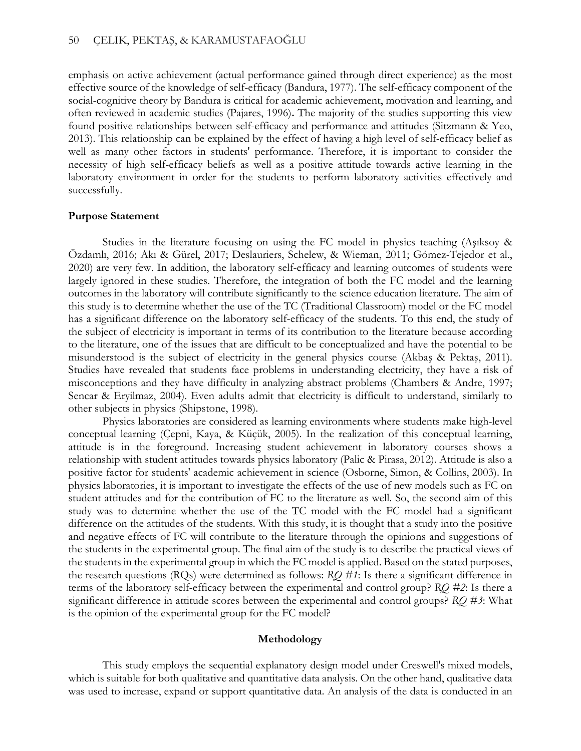emphasis on active achievement (actual performance gained through direct experience) as the most effective source of the knowledge of self-efficacy (Bandura, 1977). The self-efficacy component of the social-cognitive theory by Bandura is critical for academic achievement, motivation and learning, and often reviewed in academic studies (Pajares, 1996). The majority of the studies supporting this view found positive relationships between self-efficacy and performance and attitudes (Sitzmann & Yeo, 2013). This relationship can be explained by the effect of having a high level of self-efficacy belief as well as many other factors in students' performance. Therefore, it is important to consider the necessity of high self-efficacy beliefs as well as a positive attitude towards active learning in the laboratory environment in order for the students to perform laboratory activities effectively and successfully.

### Purpose Statement

Studies in the literature focusing on using the FC model in physics teaching (Aşıksoy & Özdamlı, 2016; Akı & Gürel, 2017; Deslauriers, Schelew, & Wieman, 2011; Gómez-Tejedor et al., 2020) are very few. In addition, the laboratory self-efficacy and learning outcomes of students were largely ignored in these studies. Therefore, the integration of both the FC model and the learning outcomes in the laboratory will contribute significantly to the science education literature. The aim of this study is to determine whether the use of the TC (Traditional Classroom) model or the FC model has a significant difference on the laboratory self-efficacy of the students. To this end, the study of the subject of electricity is important in terms of its contribution to the literature because according to the literature, one of the issues that are difficult to be conceptualized and have the potential to be misunderstood is the subject of electricity in the general physics course (Akbaş & Pektaş, 2011). Studies have revealed that students face problems in understanding electricity, they have a risk of misconceptions and they have difficulty in analyzing abstract problems (Chambers & Andre, 1997; Sencar & Eryilmaz, 2004). Even adults admit that electricity is difficult to understand, similarly to other subjects in physics (Shipstone, 1998).

Physics laboratories are considered as learning environments where students make high-level conceptual learning (Çepni, Kaya, & Küçük, 2005). In the realization of this conceptual learning, attitude is in the foreground. Increasing student achievement in laboratory courses shows a relationship with student attitudes towards physics laboratory (Palic & Pirasa, 2012). Attitude is also a positive factor for students' academic achievement in science (Osborne, Simon, & Collins, 2003). In physics laboratories, it is important to investigate the effects of the use of new models such as FC on student attitudes and for the contribution of FC to the literature as well. So, the second aim of this study was to determine whether the use of the TC model with the FC model had a significant difference on the attitudes of the students. With this study, it is thought that a study into the positive and negative effects of FC will contribute to the literature through the opinions and suggestions of the students in the experimental group. The final aim of the study is to describe the practical views of the students in the experimental group in which the FC model is applied. Based on the stated purposes, the research questions (RQs) were determined as follows: *RQ #1*: Is there a significant difference in terms of the laboratory self-efficacy between the experimental and control group? *RQ #2*: Is there a significant difference in attitude scores between the experimental and control groups? *RQ #3*: What is the opinion of the experimental group for the FC model?

## Methodology

This study employs the sequential explanatory design model under Creswell's mixed models, which is suitable for both qualitative and quantitative data analysis. On the other hand, qualitative data was used to increase, expand or support quantitative data. An analysis of the data is conducted in an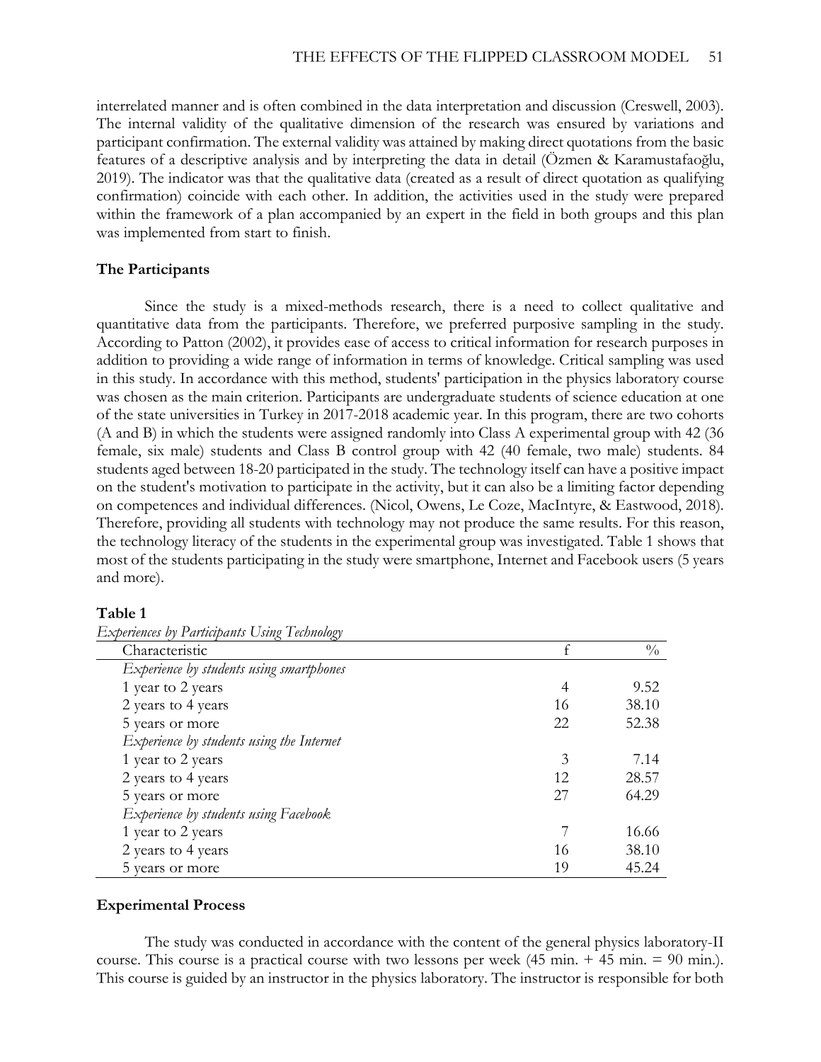interrelated manner and is often combined in the data interpretation and discussion (Creswell, 2003). The internal validity of the qualitative dimension of the research was ensured by variations and participant confirmation. The external validity was attained by making direct quotations from the basic features of a descriptive analysis and by interpreting the data in detail (Özmen & Karamustafaoğlu, 2019). The indicator was that the qualitative data (created as a result of direct quotation as qualifying confirmation) coincide with each other. In addition, the activities used in the study were prepared within the framework of a plan accompanied by an expert in the field in both groups and this plan was implemented from start to finish.

**The Participants**

Since the study is a mixed-methods research, there is a need to collect qualitative and quantitative data from the participants. Therefore, we preferred purposive sampling in the study. According to Patton (2002), it provides ease of access to critical information for research purposes in addition to providing a wide range of information in terms of knowledge. Critical sampling was used in this study. In accordance with this method, students' participation in the physics laboratory course was chosen as the main criterion. Participants are undergraduate students of science education at one of the state universities in Turkey in 2017-2018 academic year. In this program, there are two cohorts (A and B) in which the students were assigned randomly into Class A experimental group with 42 (36 female, six male) students and Class B control group with 42 (40 female, two male) students. 84 students aged between 18-20 participated in the study. The technology itself can have a positive impact on the student's motivation to participate in the activity, but it can also be a limiting factor depending on competences and individual differences. (Nicol, Owens, Le Coze, MacIntyre, & Eastwood, 2018). Therefore, providing all students with technology may not produce the same results. For this reason, the technology literacy of the students in the experimental group was investigated. Table 1 shows that most of the students participating in the study were smartphone, Internet and Facebook users (5 years and more).

**Table 1**

*Experiences by Participants Using Technology*

| Characteristic | f | % |
|---|---|---|
| *Experience by students using smartphones* | | |
| 1 year to 2 years | 4 | 9.52 |
| 2 years to 4 years | 16 | 38.10 |
| 5 years or more | 22 | 52.38 |
| *Experience by students using the Internet* | | |
| 1 year to 2 years | 3 | 7.14 |
| 2 years to 4 years | 12 | 28.57 |
| 5 years or more | 27 | 64.29 |
| *Experience by students using Facebook* | | |
| 1 year to 2 years | 7 | 16.66 |
| 2 years to 4 years | 16 | 38.10 |
| 5 years or more | 19 | 45.24 |

**Experimental Process**

The study was conducted in accordance with the content of the general physics laboratory-II course. This course is a practical course with two lessons per week (45 min. + 45 min. = 90 min.). This course is guided by an instructor in the physics laboratory. The instructor is responsible for both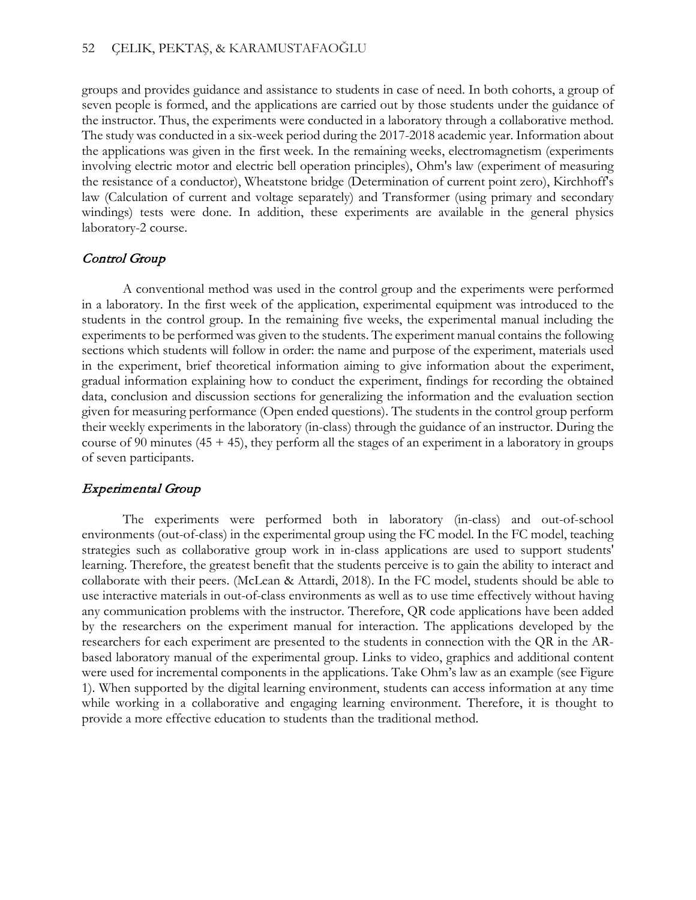groups and provides guidance and assistance to students in case of need. In both cohorts, a group of seven people is formed, and the applications are carried out by those students under the guidance of the instructor. Thus, the experiments were conducted in a laboratory through a collaborative method. The study was conducted in a six-week period during the 2017-2018 academic year. Information about the applications was given in the first week. In the remaining weeks, electromagnetism (experiments involving electric motor and electric bell operation principles), Ohm's law (experiment of measuring the resistance of a conductor), Wheatstone bridge (Determination of current point zero), Kirchhoff's law (Calculation of current and voltage separately) and Transformer (using primary and secondary windings) tests were done. In addition, these experiments are available in the general physics laboratory-2 course.

### *Control Group*

A conventional method was used in the control group and the experiments were performed in a laboratory. In the first week of the application, experimental equipment was introduced to the students in the control group. In the remaining five weeks, the experimental manual including the experiments to be performed was given to the students. The experiment manual contains the following sections which students will follow in order: the name and purpose of the experiment, materials used in the experiment, brief theoretical information aiming to give information about the experiment, gradual information explaining how to conduct the experiment, findings for recording the obtained data, conclusion and discussion sections for generalizing the information and the evaluation section given for measuring performance (Open ended questions). The students in the control group perform their weekly experiments in the laboratory (in-class) through the guidance of an instructor. During the course of 90 minutes (45 + 45), they perform all the stages of an experiment in a laboratory in groups of seven participants.

### *Experimental Group*

The experiments were performed both in laboratory (in-class) and out-of-school environments (out-of-class) in the experimental group using the FC model. In the FC model, teaching strategies such as collaborative group work in in-class applications are used to support students' learning. Therefore, the greatest benefit that the students perceive is to gain the ability to interact and collaborate with their peers. (McLean & Attardi, 2018). In the FC model, students should be able to use interactive materials in out-of-class environments as well as to use time effectively without having any communication problems with the instructor. Therefore, QR code applications have been added by the researchers on the experiment manual for interaction. The applications developed by the researchers for each experiment are presented to the students in connection with the QR in the AR-based laboratory manual of the experimental group. Links to video, graphics and additional content were used for incremental components in the applications. Take Ohm's law as an example (see Figure 1). When supported by the digital learning environment, students can access information at any time while working in a collaborative and engaging learning environment. Therefore, it is thought to provide a more effective education to students than the traditional method.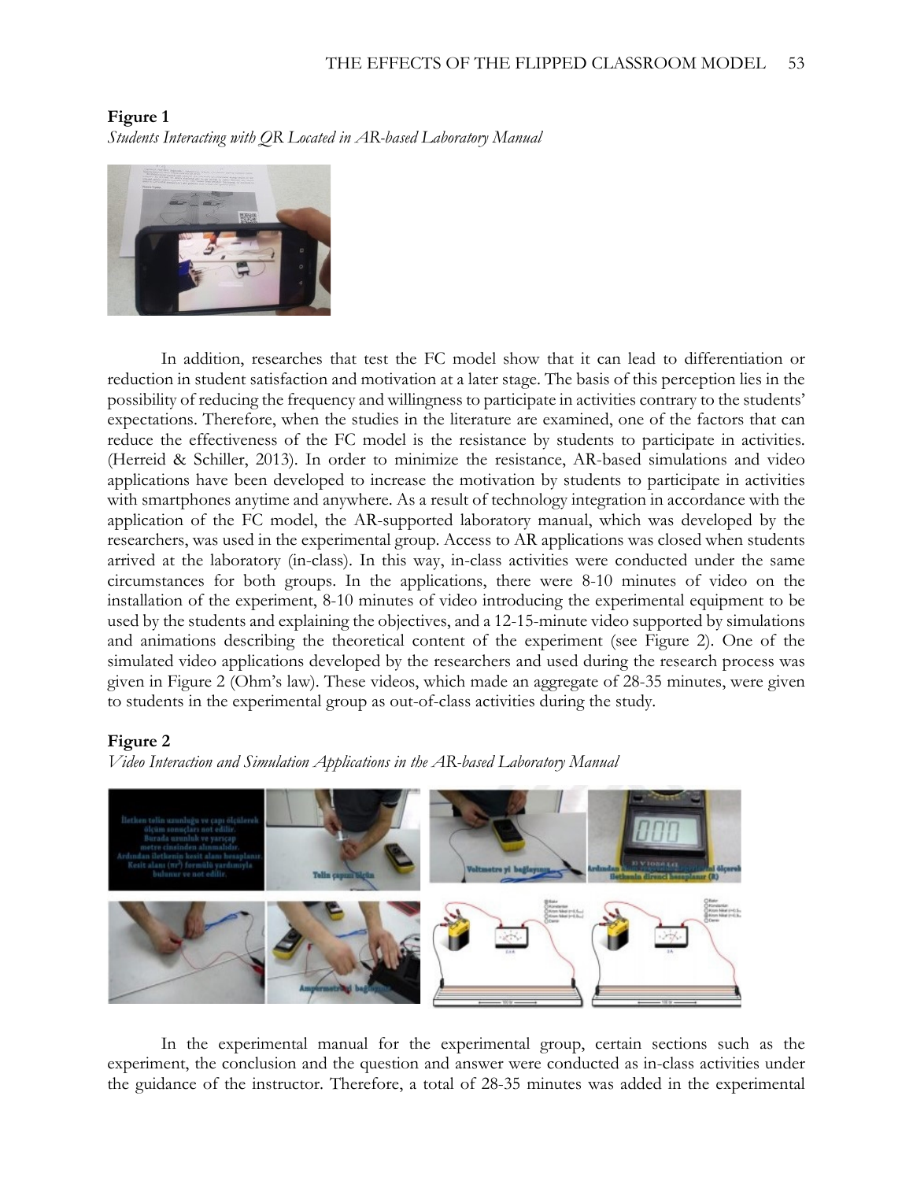**Figure 1**

*Students Interacting with QR Located in AR-based Laboratory Manual*

In addition, researches that test the FC model show that it can lead to differentiation or reduction in student satisfaction and motivation at a later stage. The basis of this perception lies in the possibility of reducing the frequency and willingness to participate in activities contrary to the students' expectations. Therefore, when the studies in the literature are examined, one of the factors that can reduce the effectiveness of the FC model is the resistance by students to participate in activities. (Herreid & Schiller, 2013). In order to minimize the resistance, AR-based simulations and video applications have been developed to increase the motivation by students to participate in activities with smartphones anytime and anywhere. As a result of technology integration in accordance with the application of the FC model, the AR-supported laboratory manual, which was developed by the researchers, was used in the experimental group. Access to AR applications was closed when students arrived at the laboratory (in-class). In this way, in-class activities were conducted under the same circumstances for both groups. In the applications, there were 8-10 minutes of video on the installation of the experiment, 8-10 minutes of video introducing the experimental equipment to be used by the students and explaining the objectives, and a 12-15-minute video supported by simulations and animations describing the theoretical content of the experiment (see Figure 2). One of the simulated video applications developed by the researchers and used during the research process was given in Figure 2 (Ohm's law). These videos, which made an aggregate of 28-35 minutes, were given to students in the experimental group as out-of-class activities during the study.

**Figure 2**

*Video Interaction and Simulation Applications in the AR-based Laboratory Manual*

In the experimental manual for the experimental group, certain sections such as the experiment, the conclusion and the question and answer were conducted as in-class activities under the guidance of the instructor. Therefore, a total of 28-35 minutes was added in the experimental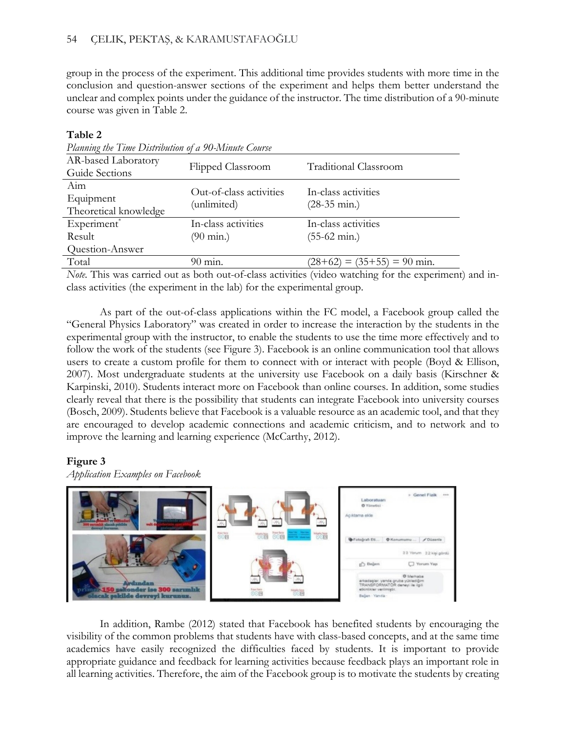group in the process of the experiment. This additional time provides students with more time in the conclusion and question-answer sections of the experiment and helps them better understand the unclear and complex points under the guidance of the instructor. The time distribution of a 90-minute course was given in Table 2.

**Table 2**

*Planning the Time Distribution of a 90-Minute Course*

| AR-based Laboratory Guide Sections | Flipped Classroom | Traditional Classroom |
|---|---|---|
| Aim<br>Equipment<br>Theoretical knowledge | Out-of-class activities (unlimited) | In-class activities (28-35 min.) |
| Experiment*<br>Result<br>Question-Answer | In-class activities (90 min.) | In-class activities (55-62 min.) |
| Total | 90 min. | (28+62) = (35+55) = 90 min. |

*Note.* This was carried out as both out-of-class activities (video watching for the experiment) and in-class activities (the experiment in the lab) for the experimental group.

As part of the out-of-class applications within the FC model, a Facebook group called the "General Physics Laboratory" was created in order to increase the interaction by the students in the experimental group with the instructor, to enable the students to use the time more effectively and to follow the work of the students (see Figure 3). Facebook is an online communication tool that allows users to create a custom profile for them to connect with or interact with people (Boyd & Ellison, 2007). Most undergraduate students at the university use Facebook on a daily basis (Kirschner & Karpinski, 2010). Students interact more on Facebook than online courses. In addition, some studies clearly reveal that there is the possibility that students can integrate Facebook into university courses (Bosch, 2009). Students believe that Facebook is a valuable resource as an academic tool, and that they are encouraged to develop academic connections and academic criticism, and to network and to improve the learning and learning experience (McCarthy, 2012).

**Figure 3**

*Application Examples on Facebook*

In addition, Rambe (2012) stated that Facebook has benefited students by encouraging the visibility of the common problems that students have with class-based concepts, and at the same time academics have easily recognized the difficulties faced by students. It is important to provide appropriate guidance and feedback for learning activities because feedback plays an important role in all learning activities. Therefore, the aim of the Facebook group is to motivate the students by creating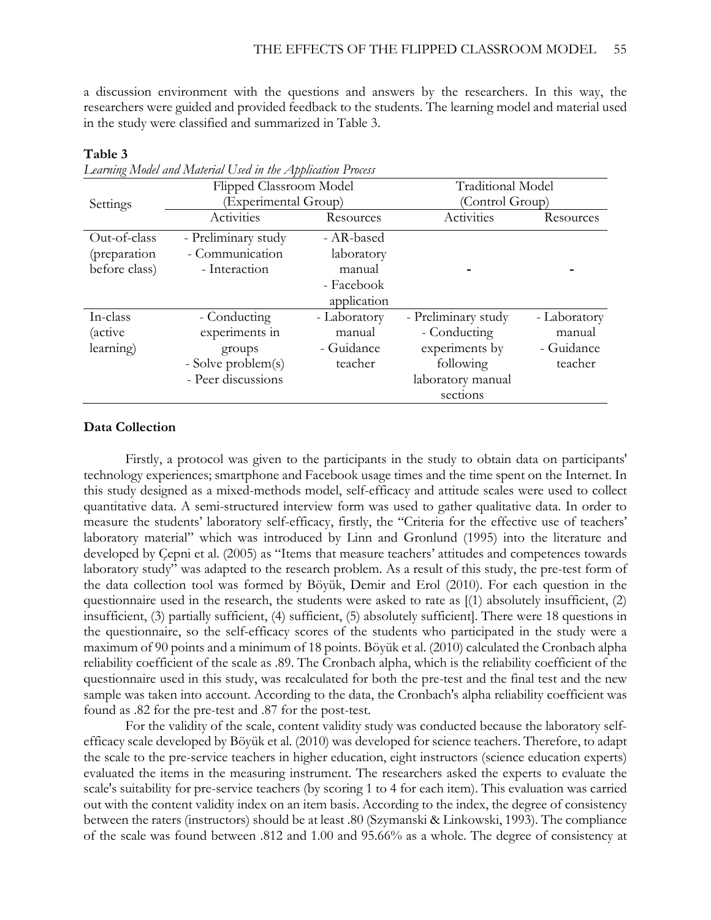a discussion environment with the questions and answers by the researchers. In this way, the researchers were guided and provided feedback to the students. The learning model and material used in the study were classified and summarized in Table 3.

**Table 3**

*Learning Model and Material Used in the Application Process*

| Settings | Flipped Classroom Model (Experimental Group) | | Traditional Model (Control Group) | |
|---|---|---|---|---|
| | Activities | Resources | Activities | Resources |
| Out-of-class (preparation before class) | - Preliminary study<br>- Communication<br>- Interaction | - AR-based laboratory manual<br>- Facebook application | - | - |
| In-class (active learning) | - Conducting experiments in groups<br>- Solve problem(s)<br>- Peer discussions | - Laboratory manual<br>- Guidance teacher | - Preliminary study<br>- Conducting experiments by following laboratory manual sections | - Laboratory manual<br>- Guidance teacher |

### Data Collection

Firstly, a protocol was given to the participants in the study to obtain data on participants' technology experiences; smartphone and Facebook usage times and the time spent on the Internet. In this study designed as a mixed-methods model, self-efficacy and attitude scales were used to collect quantitative data. A semi-structured interview form was used to gather qualitative data. In order to measure the students' laboratory self-efficacy, firstly, the "Criteria for the effective use of teachers' laboratory material" which was introduced by Linn and Gronlund (1995) into the literature and developed by Çepni et al. (2005) as "Items that measure teachers' attitudes and competences towards laboratory study" was adapted to the research problem. As a result of this study, the pre-test form of the data collection tool was formed by Böyük, Demir and Erol (2010). For each question in the questionnaire used in the research, the students were asked to rate as [(1) absolutely insufficient, (2) insufficient, (3) partially sufficient, (4) sufficient, (5) absolutely sufficient]. There were 18 questions in the questionnaire, so the self-efficacy scores of the students who participated in the study were a maximum of 90 points and a minimum of 18 points. Böyük et al. (2010) calculated the Cronbach alpha reliability coefficient of the scale as .89. The Cronbach alpha, which is the reliability coefficient of the questionnaire used in this study, was recalculated for both the pre-test and the final test and the new sample was taken into account. According to the data, the Cronbach's alpha reliability coefficient was found as .82 for the pre-test and .87 for the post-test.

For the validity of the scale, content validity study was conducted because the laboratory self-efficacy scale developed by Böyük et al. (2010) was developed for science teachers. Therefore, to adapt the scale to the pre-service teachers in higher education, eight instructors (science education experts) evaluated the items in the measuring instrument. The researchers asked the experts to evaluate the scale's suitability for pre-service teachers (by scoring 1 to 4 for each item). This evaluation was carried out with the content validity index on an item basis. According to the index, the degree of consistency between the raters (instructors) should be at least .80 (Szymanski & Linkowski, 1993). The compliance of the scale was found between .812 and 1.00 and 95.66% as a whole. The degree of consistency at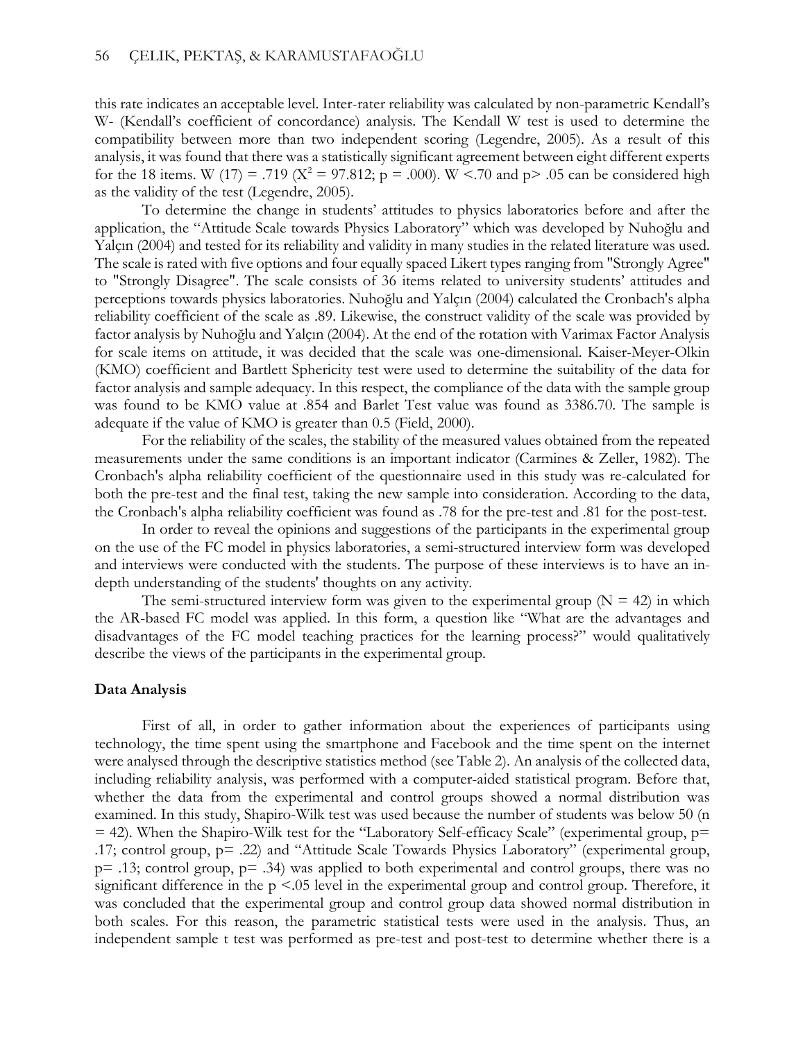this rate indicates an acceptable level. Inter-rater reliability was calculated by non-parametric Kendall's W- (Kendall's coefficient of concordance) analysis. The Kendall W test is used to determine the compatibility between more than two independent scoring (Legendre, 2005). As a result of this analysis, it was found that there was a statistically significant agreement between eight different experts for the 18 items. W (17) = .719 ($X^2$ = 97.812; p = .000). W <.70 and p> .05 can be considered high as the validity of the test (Legendre, 2005).

To determine the change in students' attitudes to physics laboratories before and after the application, the "Attitude Scale towards Physics Laboratory" which was developed by Nuhoğlu and Yalçın (2004) and tested for its reliability and validity in many studies in the related literature was used. The scale is rated with five options and four equally spaced Likert types ranging from "Strongly Agree" to "Strongly Disagree". The scale consists of 36 items related to university students' attitudes and perceptions towards physics laboratories. Nuhoğlu and Yalçın (2004) calculated the Cronbach's alpha reliability coefficient of the scale as .89. Likewise, the construct validity of the scale was provided by factor analysis by Nuhoğlu and Yalçın (2004). At the end of the rotation with Varimax Factor Analysis for scale items on attitude, it was decided that the scale was one-dimensional. Kaiser-Meyer-Olkin (KMO) coefficient and Bartlett Sphericity test were used to determine the suitability of the data for factor analysis and sample adequacy. In this respect, the compliance of the data with the sample group was found to be KMO value at .854 and Barlet Test value was found as 3386.70. The sample is adequate if the value of KMO is greater than 0.5 (Field, 2000).

For the reliability of the scales, the stability of the measured values obtained from the repeated measurements under the same conditions is an important indicator (Carmines & Zeller, 1982). The Cronbach's alpha reliability coefficient of the questionnaire used in this study was re-calculated for both the pre-test and the final test, taking the new sample into consideration. According to the data, the Cronbach's alpha reliability coefficient was found as .78 for the pre-test and .81 for the post-test.

In order to reveal the opinions and suggestions of the participants in the experimental group on the use of the FC model in physics laboratories, a semi-structured interview form was developed and interviews were conducted with the students. The purpose of these interviews is to have an in-depth understanding of the students' thoughts on any activity.

The semi-structured interview form was given to the experimental group (N = 42) in which the AR-based FC model was applied. In this form, a question like "What are the advantages and disadvantages of the FC model teaching practices for the learning process?" would qualitatively describe the views of the participants in the experimental group.

## Data Analysis

First of all, in order to gather information about the experiences of participants using technology, the time spent using the smartphone and Facebook and the time spent on the internet were analysed through the descriptive statistics method (see Table 2). An analysis of the collected data, including reliability analysis, was performed with a computer-aided statistical program. Before that, whether the data from the experimental and control groups showed a normal distribution was examined. In this study, Shapiro-Wilk test was used because the number of students was below 50 (n = 42). When the Shapiro-Wilk test for the "Laboratory Self-efficacy Scale" (experimental group, p= .17; control group, p= .22) and "Attitude Scale Towards Physics Laboratory" (experimental group, p= .13; control group, p= .34) was applied to both experimental and control groups, there was no significant difference in the p <.05 level in the experimental group and control group. Therefore, it was concluded that the experimental group and control group data showed normal distribution in both scales. For this reason, the parametric statistical tests were used in the analysis. Thus, an independent sample t test was performed as pre-test and post-test to determine whether there is a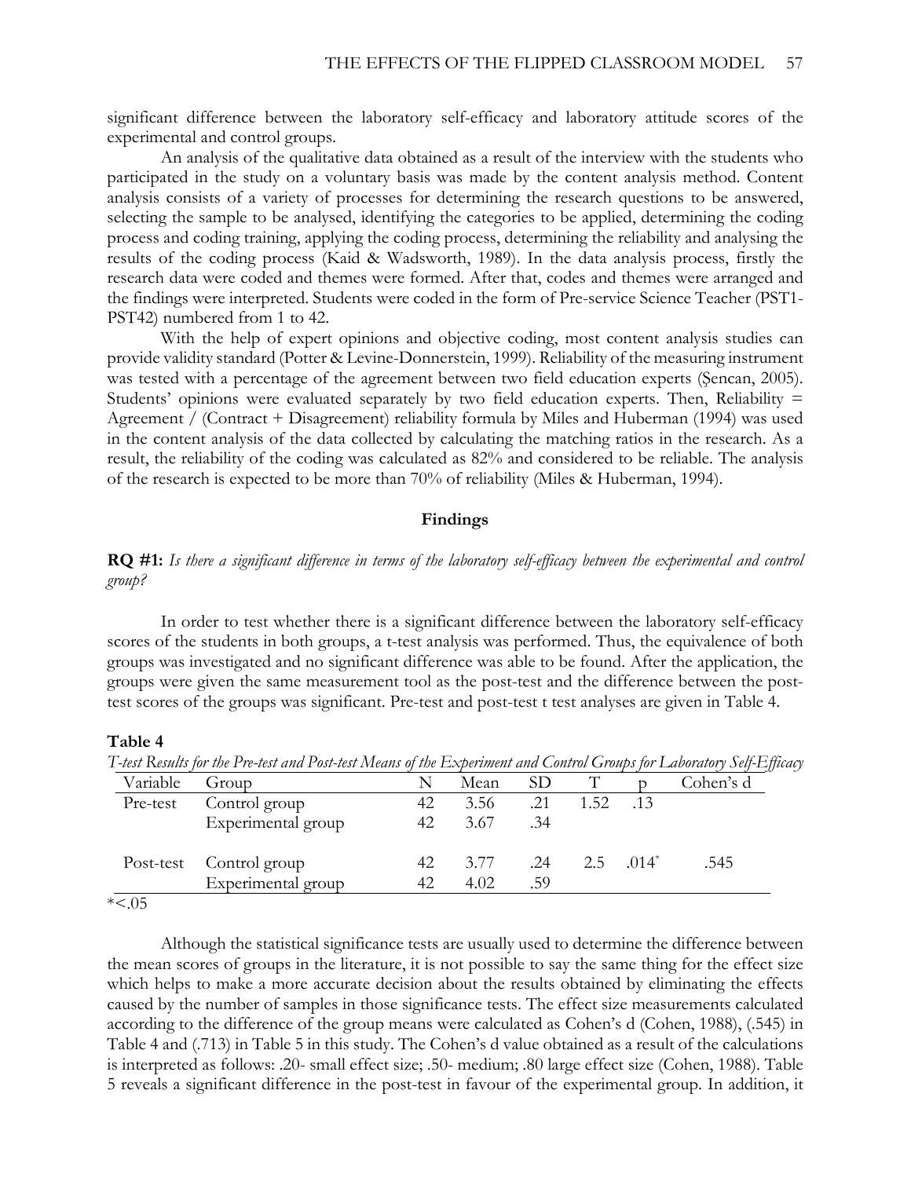significant difference between the laboratory self-efficacy and laboratory attitude scores of the experimental and control groups.

An analysis of the qualitative data obtained as a result of the interview with the students who participated in the study on a voluntary basis was made by the content analysis method. Content analysis consists of a variety of processes for determining the research questions to be answered, selecting the sample to be analysed, identifying the categories to be applied, determining the coding process and coding training, applying the coding process, determining the reliability and analysing the results of the coding process (Kaid & Wadsworth, 1989). In the data analysis process, firstly the research data were coded and themes were formed. After that, codes and themes were arranged and the findings were interpreted. Students were coded in the form of Pre-service Science Teacher (PST1-PST42) numbered from 1 to 42.

With the help of expert opinions and objective coding, most content analysis studies can provide validity standard (Potter & Levine-Donnerstein, 1999). Reliability of the measuring instrument was tested with a percentage of the agreement between two field education experts (Şencan, 2005). Students' opinions were evaluated separately by two field education experts. Then, Reliability = Agreement / (Contract + Disagreement) reliability formula by Miles and Huberman (1994) was used in the content analysis of the data collected by calculating the matching ratios in the research. As a result, the reliability of the coding was calculated as 82% and considered to be reliable. The analysis of the research is expected to be more than 70% of reliability (Miles & Huberman, 1994).

## Findings

**RQ #1:** *Is there a significant difference in terms of the laboratory self-efficacy between the experimental and control group?*

In order to test whether there is a significant difference between the laboratory self-efficacy scores of the students in both groups, a t-test analysis was performed. Thus, the equivalence of both groups was investigated and no significant difference was able to be found. After the application, the groups were given the same measurement tool as the post-test and the difference between the post-test scores of the groups was significant. Pre-test and post-test t test analyses are given in Table 4.

**Table 4**

*T-test Results for the Pre-test and Post-test Means of the Experiment and Control Groups for Laboratory Self-Efficacy*

| Variable | Group | N | Mean | SD | T | p | Cohen's d |
|---|---|---|---|---|---|---|---|
| Pre-test | Control group | 42 | 3.56 | .21 | 1.52 | .13 | |
| | Experimental group | 42 | 3.67 | .34 | | | |
| Post-test | Control group | 42 | 3.77 | .24 | 2.5 | .014* | .545 |
| | Experimental group | 42 | 4.02 | .59 | | | |

*<.05

Although the statistical significance tests are usually used to determine the difference between the mean scores of groups in the literature, it is not possible to say the same thing for the effect size which helps to make a more accurate decision about the results obtained by eliminating the effects caused by the number of samples in those significance tests. The effect size measurements calculated according to the difference of the group means were calculated as Cohen's d (Cohen, 1988), (.545) in Table 4 and (.713) in Table 5 in this study. The Cohen's d value obtained as a result of the calculations is interpreted as follows: .20- small effect size; .50- medium; .80 large effect size (Cohen, 1988). Table 5 reveals a significant difference in the post-test in favour of the experimental group. In addition, it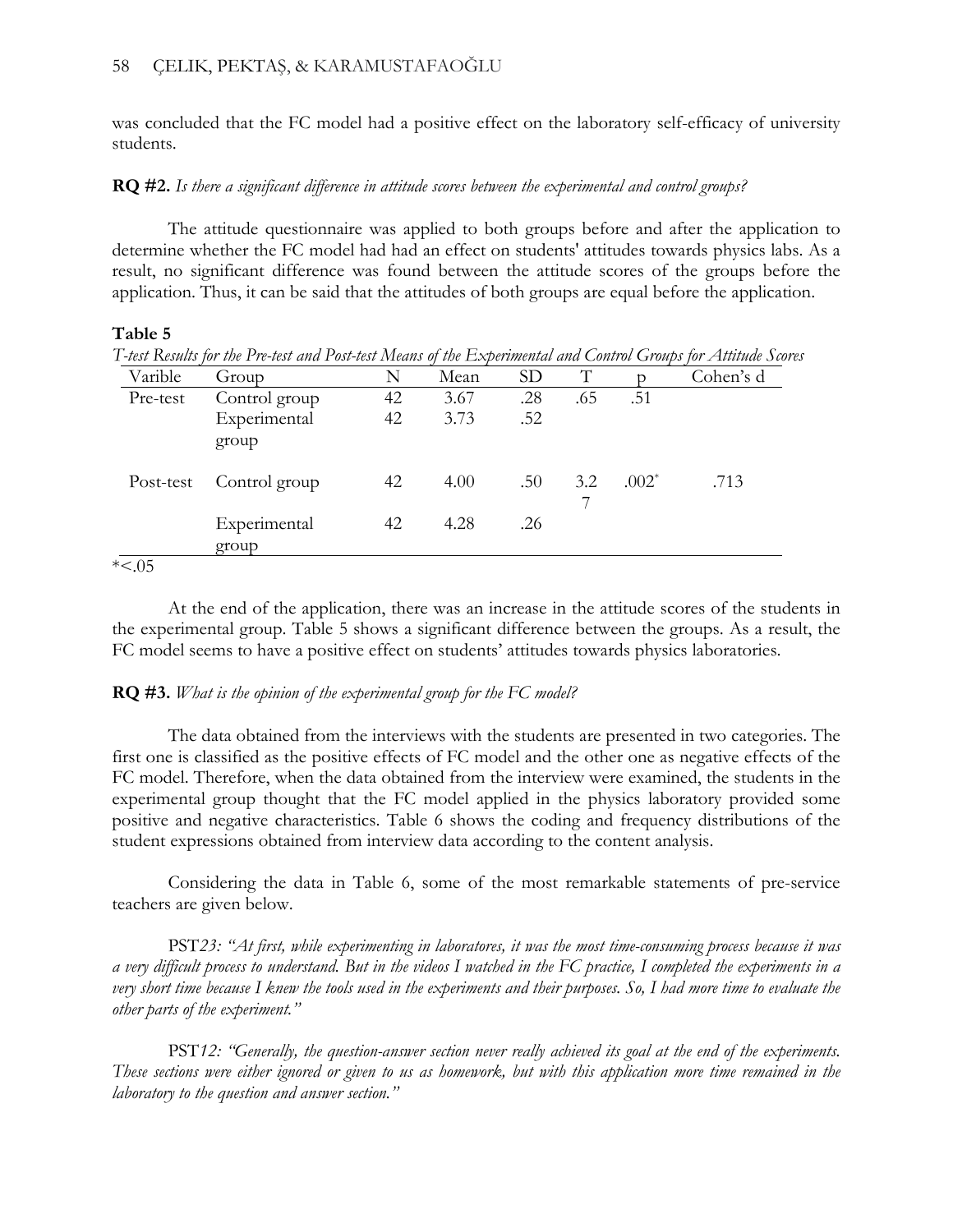was concluded that the FC model had a positive effect on the laboratory self-efficacy of university students.

**RQ #2.** *Is there a significant difference in attitude scores between the experimental and control groups?*

The attitude questionnaire was applied to both groups before and after the application to determine whether the FC model had had an effect on students' attitudes towards physics labs. As a result, no significant difference was found between the attitude scores of the groups before the application. Thus, it can be said that the attitudes of both groups are equal before the application.

**Table 5**

*T-test Results for the Pre-test and Post-test Means of the Experimental and Control Groups for Attitude Scores*

| Varible | Group | N | Mean | SD | T | p | Cohen's d |
|---|---|---|---|---|---|---|---|
| Pre-test | Control group | 42 | 3.67 | .28 | .65 | .51 | |
| | Experimental group | 42 | 3.73 | .52 | | | |
| Post-test | Control group | 42 | 4.00 | .50 | 3.27 | .002* | .713 |
| | Experimental group | 42 | 4.28 | .26 | | | |

*<.05

At the end of the application, there was an increase in the attitude scores of the students in the experimental group. Table 5 shows a significant difference between the groups. As a result, the FC model seems to have a positive effect on students' attitudes towards physics laboratories.

**RQ #3.** *What is the opinion of the experimental group for the FC model?*

The data obtained from the interviews with the students are presented in two categories. The first one is classified as the positive effects of FC model and the other one as negative effects of the FC model. Therefore, when the data obtained from the interview were examined, the students in the experimental group thought that the FC model applied in the physics laboratory provided some positive and negative characteristics. Table 6 shows the coding and frequency distributions of the student expressions obtained from interview data according to the content analysis.

Considering the data in Table 6, some of the most remarkable statements of pre-service teachers are given below.

PST*23: "At first, while experimenting in laboratores, it was the most time-consuming process because it was a very difficult process to understand. But in the videos I watched in the FC practice, I completed the experiments in a very short time because I knew the tools used in the experiments and their purposes. So, I had more time to evaluate the other parts of the experiment."*

PST*12: "Generally, the question-answer section never really achieved its goal at the end of the experiments. These sections were either ignored or given to us as homework, but with this application more time remained in the laboratory to the question and answer section."*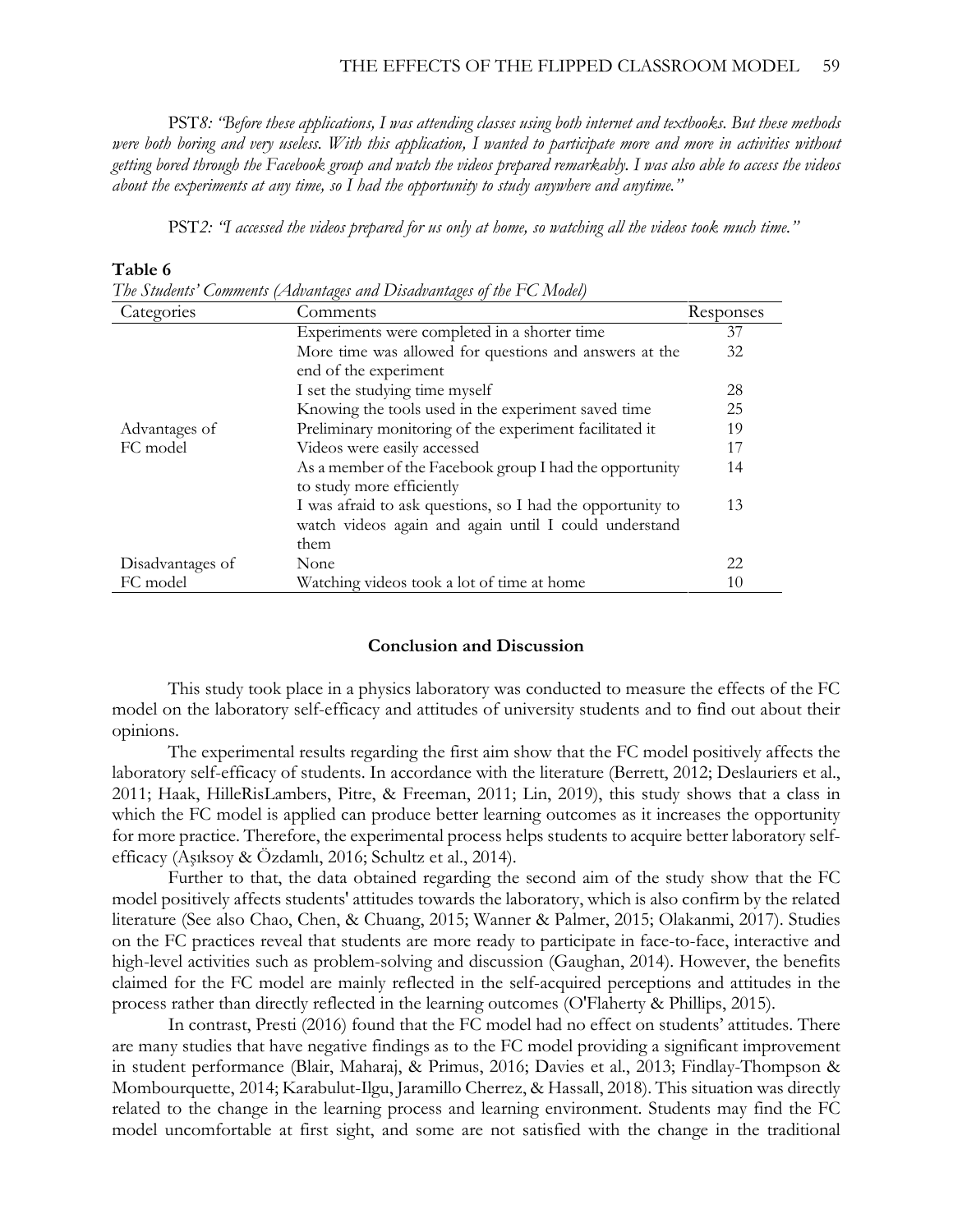PST*8: "Before these applications, I was attending classes using both internet and textbooks. But these methods were both boring and very useless. With this application, I wanted to participate more and more in activities without getting bored through the Facebook group and watch the videos prepared remarkably. I was also able to access the videos about the experiments at any time, so I had the opportunity to study anywhere and anytime."*

PST*2: "I accessed the videos prepared for us only at home, so watching all the videos took much time."*

**Table 6**

*The Students' Comments (Advantages and Disadvantages of the FC Model)*

| Categories | Comments | Responses |
|---|---|---|
| Advantages of FC model | Experiments were completed in a shorter time | 37 |
| | More time was allowed for questions and answers at the end of the experiment | 32 |
| | I set the studying time myself | 28 |
| | Knowing the tools used in the experiment saved time | 25 |
| | Preliminary monitoring of the experiment facilitated it | 19 |
| | Videos were easily accessed | 17 |
| | As a member of the Facebook group I had the opportunity to study more efficiently | 14 |
| | I was afraid to ask questions, so I had the opportunity to watch videos again and again until I could understand them | 13 |
| Disadvantages of FC model | None | 22 |
| | Watching videos took a lot of time at home | 10 |

## Conclusion and Discussion

This study took place in a physics laboratory was conducted to measure the effects of the FC model on the laboratory self-efficacy and attitudes of university students and to find out about their opinions.

The experimental results regarding the first aim show that the FC model positively affects the laboratory self-efficacy of students. In accordance with the literature (Berrett, 2012; Deslauriers et al., 2011; Haak, HilleRisLambers, Pitre, & Freeman, 2011; Lin, 2019), this study shows that a class in which the FC model is applied can produce better learning outcomes as it increases the opportunity for more practice. Therefore, the experimental process helps students to acquire better laboratory self-efficacy (Aşıksoy & Özdamlı, 2016; Schultz et al., 2014).

Further to that, the data obtained regarding the second aim of the study show that the FC model positively affects students' attitudes towards the laboratory, which is also confirm by the related literature (See also Chao, Chen, & Chuang, 2015; Wanner & Palmer, 2015; Olakanmi, 2017). Studies on the FC practices reveal that students are more ready to participate in face-to-face, interactive and high-level activities such as problem-solving and discussion (Gaughan, 2014). However, the benefits claimed for the FC model are mainly reflected in the self-acquired perceptions and attitudes in the process rather than directly reflected in the learning outcomes (O'Flaherty & Phillips, 2015).

In contrast, Presti (2016) found that the FC model had no effect on students' attitudes. There are many studies that have negative findings as to the FC model providing a significant improvement in student performance (Blair, Maharaj, & Primus, 2016; Davies et al., 2013; Findlay-Thompson & Mombourquette, 2014; Karabulut-Ilgu, Jaramillo Cherrez, & Hassall, 2018). This situation was directly related to the change in the learning process and learning environment. Students may find the FC model uncomfortable at first sight, and some are not satisfied with the change in the traditional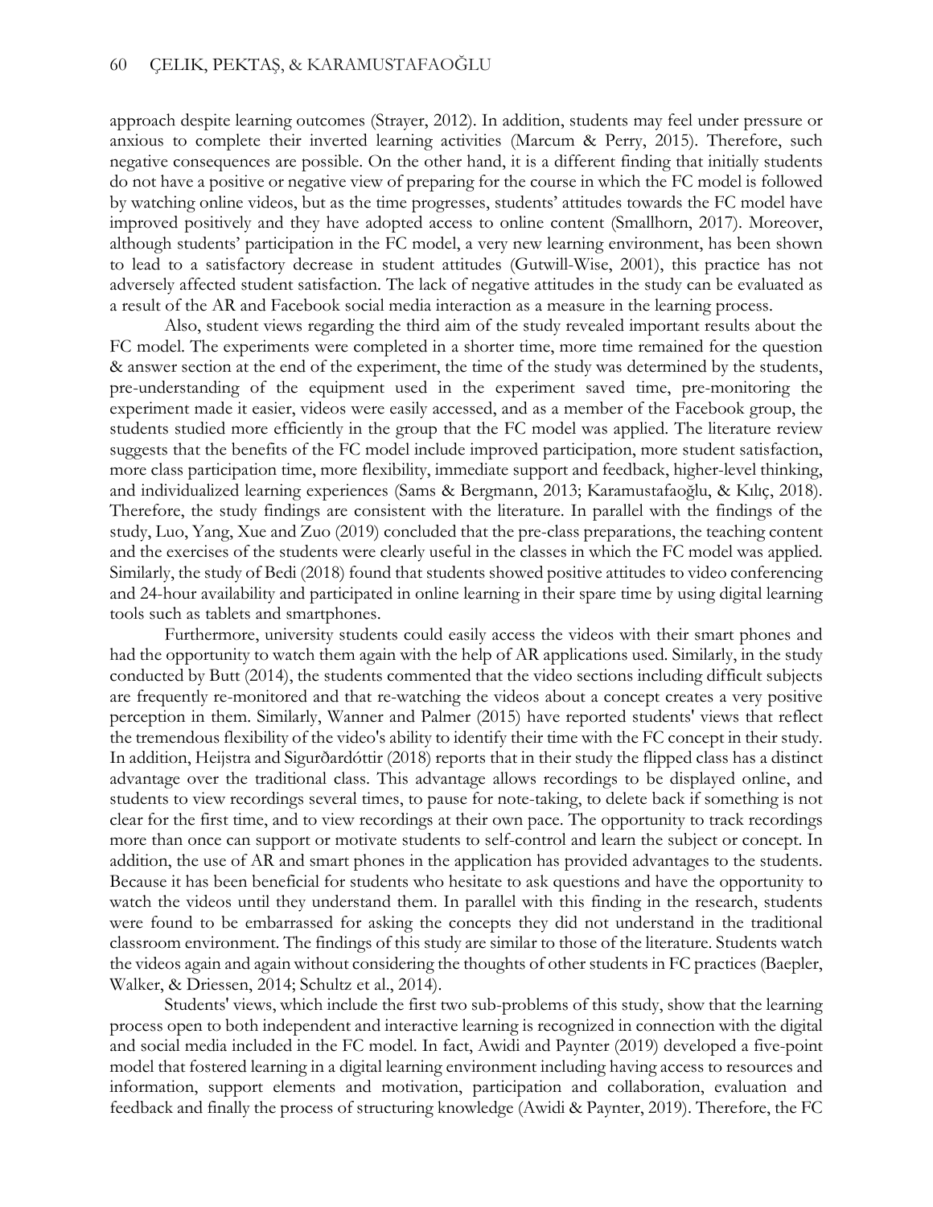approach despite learning outcomes (Strayer, 2012). In addition, students may feel under pressure or anxious to complete their inverted learning activities (Marcum & Perry, 2015). Therefore, such negative consequences are possible. On the other hand, it is a different finding that initially students do not have a positive or negative view of preparing for the course in which the FC model is followed by watching online videos, but as the time progresses, students' attitudes towards the FC model have improved positively and they have adopted access to online content (Smallhorn, 2017). Moreover, although students' participation in the FC model, a very new learning environment, has been shown to lead to a satisfactory decrease in student attitudes (Gutwill-Wise, 2001), this practice has not adversely affected student satisfaction. The lack of negative attitudes in the study can be evaluated as a result of the AR and Facebook social media interaction as a measure in the learning process.

Also, student views regarding the third aim of the study revealed important results about the FC model. The experiments were completed in a shorter time, more time remained for the question & answer section at the end of the experiment, the time of the study was determined by the students, pre-understanding of the equipment used in the experiment saved time, pre-monitoring the experiment made it easier, videos were easily accessed, and as a member of the Facebook group, the students studied more efficiently in the group that the FC model was applied. The literature review suggests that the benefits of the FC model include improved participation, more student satisfaction, more class participation time, more flexibility, immediate support and feedback, higher-level thinking, and individualized learning experiences (Sams & Bergmann, 2013; Karamustafaoğlu, & Kılıç, 2018). Therefore, the study findings are consistent with the literature. In parallel with the findings of the study, Luo, Yang, Xue and Zuo (2019) concluded that the pre-class preparations, the teaching content and the exercises of the students were clearly useful in the classes in which the FC model was applied. Similarly, the study of Bedi (2018) found that students showed positive attitudes to video conferencing and 24-hour availability and participated in online learning in their spare time by using digital learning tools such as tablets and smartphones.

Furthermore, university students could easily access the videos with their smart phones and had the opportunity to watch them again with the help of AR applications used. Similarly, in the study conducted by Butt (2014), the students commented that the video sections including difficult subjects are frequently re-monitored and that re-watching the videos about a concept creates a very positive perception in them. Similarly, Wanner and Palmer (2015) have reported students' views that reflect the tremendous flexibility of the video's ability to identify their time with the FC concept in their study. In addition, Heijstra and Sigurðardóttir (2018) reports that in their study the flipped class has a distinct advantage over the traditional class. This advantage allows recordings to be displayed online, and students to view recordings several times, to pause for note-taking, to delete back if something is not clear for the first time, and to view recordings at their own pace. The opportunity to track recordings more than once can support or motivate students to self-control and learn the subject or concept. In addition, the use of AR and smart phones in the application has provided advantages to the students. Because it has been beneficial for students who hesitate to ask questions and have the opportunity to watch the videos until they understand them. In parallel with this finding in the research, students were found to be embarrassed for asking the concepts they did not understand in the traditional classroom environment. The findings of this study are similar to those of the literature. Students watch the videos again and again without considering the thoughts of other students in FC practices (Baepler, Walker, & Driessen, 2014; Schultz et al., 2014).

Students' views, which include the first two sub-problems of this study, show that the learning process open to both independent and interactive learning is recognized in connection with the digital and social media included in the FC model. In fact, Awidi and Paynter (2019) developed a five-point model that fostered learning in a digital learning environment including having access to resources and information, support elements and motivation, participation and collaboration, evaluation and feedback and finally the process of structuring knowledge (Awidi & Paynter, 2019). Therefore, the FC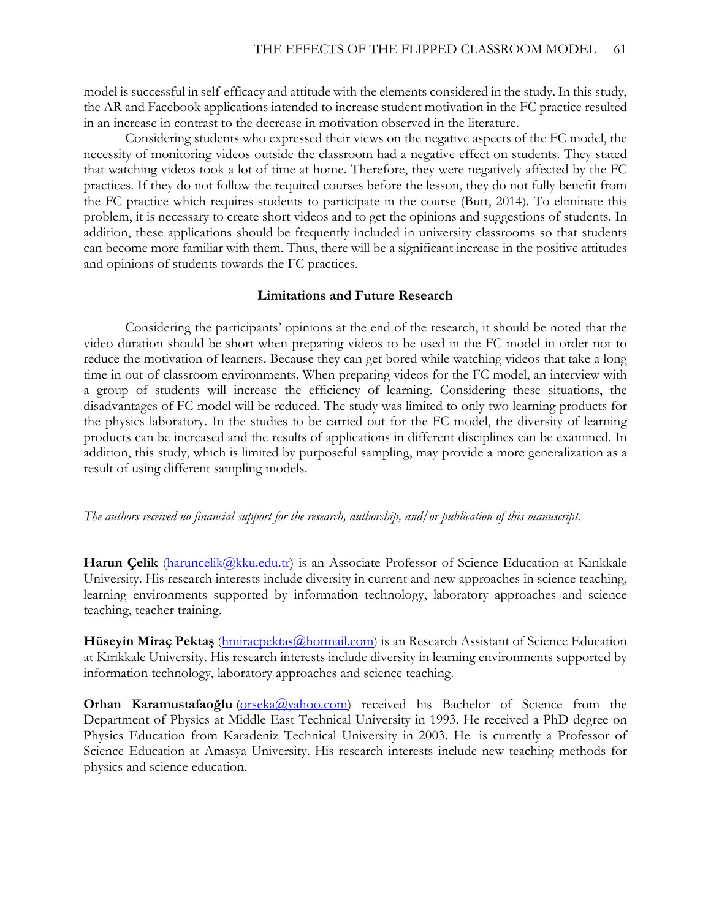model is successful in self-efficacy and attitude with the elements considered in the study. In this study, the AR and Facebook applications intended to increase student motivation in the FC practice resulted in an increase in contrast to the decrease in motivation observed in the literature.

Considering students who expressed their views on the negative aspects of the FC model, the necessity of monitoring videos outside the classroom had a negative effect on students. They stated that watching videos took a lot of time at home. Therefore, they were negatively affected by the FC practices. If they do not follow the required courses before the lesson, they do not fully benefit from the FC practice which requires students to participate in the course (Butt, 2014). To eliminate this problem, it is necessary to create short videos and to get the opinions and suggestions of students. In addition, these applications should be frequently included in university classrooms so that students can become more familiar with them. Thus, there will be a significant increase in the positive attitudes and opinions of students towards the FC practices.

## Limitations and Future Research

Considering the participants' opinions at the end of the research, it should be noted that the video duration should be short when preparing videos to be used in the FC model in order not to reduce the motivation of learners. Because they can get bored while watching videos that take a long time in out-of-classroom environments. When preparing videos for the FC model, an interview with a group of students will increase the efficiency of learning. Considering these situations, the disadvantages of FC model will be reduced. The study was limited to only two learning products for the physics laboratory. In the studies to be carried out for the FC model, the diversity of learning products can be increased and the results of applications in different disciplines can be examined. In addition, this study, which is limited by purposeful sampling, may provide a more generalization as a result of using different sampling models.

*The authors received no financial support for the research, authorship, and/or publication of this manuscript.*

**Harun Çelik** (haruncelik@kku.edu.tr) is an Associate Professor of Science Education at Kırıkkale University. His research interests include diversity in current and new approaches in science teaching, learning environments supported by information technology, laboratory approaches and science teaching, teacher training.

**Hüseyin Miraç Pektaş** (hmiracpektas@hotmail.com) is an Research Assistant of Science Education at Kırıkkale University. His research interests include diversity in learning environments supported by information technology, laboratory approaches and science teaching.

**Orhan Karamustafaoğlu** (orseka@yahoo.com) received his Bachelor of Science from the Department of Physics at Middle East Technical University in 1993. He received a PhD degree on Physics Education from Karadeniz Technical University in 2003. He is currently a Professor of Science Education at Amasya University. His research interests include new teaching methods for physics and science education.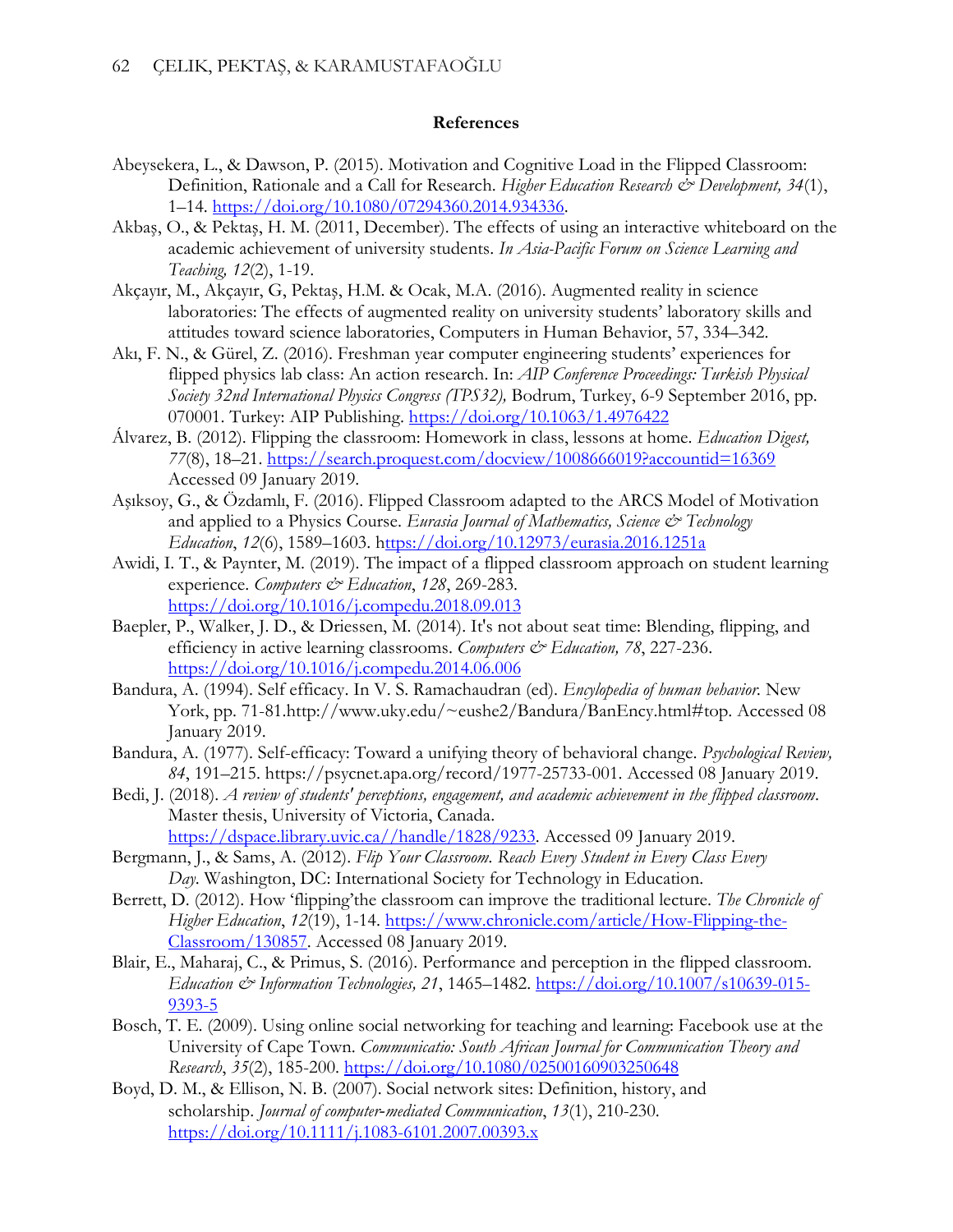## References

Abeysekera, L., & Dawson, P. (2015). Motivation and Cognitive Load in the Flipped Classroom: Definition, Rationale and a Call for Research. *Higher Education Research & Development, 34*(1), 1–14. https://doi.org/10.1080/07294360.2014.934336.

Akbaş, O., & Pektaş, H. M. (2011, December). The effects of using an interactive whiteboard on the academic achievement of university students. *In Asia-Pacific Forum on Science Learning and Teaching, 12*(2), 1-19.

Akçayır, M., Akçayır, G, Pektaş, H.M. & Ocak, M.A. (2016). Augmented reality in science laboratories: The effects of augmented reality on university students' laboratory skills and attitudes toward science laboratories, Computers in Human Behavior, 57, 334–342.

Akı, F. N., & Gürel, Z. (2016). Freshman year computer engineering students' experiences for flipped physics lab class: An action research. In: *AIP Conference Proceedings: Turkish Physical Society 32nd International Physics Congress (TPS32),* Bodrum, Turkey, 6-9 September 2016, pp. 070001. Turkey: AIP Publishing. https://doi.org/10.1063/1.4976422

Álvarez, B. (2012). Flipping the classroom: Homework in class, lessons at home. *Education Digest, 77*(8), 18–21. https://search.proquest.com/docview/1008666019?accountid=16369 Accessed 09 January 2019.

Aşıksoy, G., & Özdamlı, F. (2016). Flipped Classroom adapted to the ARCS Model of Motivation and applied to a Physics Course. *Eurasia Journal of Mathematics, Science & Technology Education*, *12*(6), 1589–1603. https://doi.org/10.12973/eurasia.2016.1251a

Awidi, I. T., & Paynter, M. (2019). The impact of a flipped classroom approach on student learning experience. *Computers & Education*, *128*, 269-283. https://doi.org/10.1016/j.compedu.2018.09.013

Baepler, P., Walker, J. D., & Driessen, M. (2014). It's not about seat time: Blending, flipping, and efficiency in active learning classrooms. *Computers & Education, 78*, 227-236. https://doi.org/10.1016/j.compedu.2014.06.006

Bandura, A. (1994). Self efficacy. In V. S. Ramachaudran (ed). *Encylopedia of human behavior.* New York, pp. 71-81.http://www.uky.edu/~eushe2/Bandura/BanEncy.html#top. Accessed 08 January 2019.

Bandura, A. (1977). Self-efficacy: Toward a unifying theory of behavioral change. *Psychological Review, 84*, 191–215. https://psycnet.apa.org/record/1977-25733-001. Accessed 08 January 2019.

Bedi, J. (2018). *A review of students' perceptions, engagement, and academic achievement in the flipped classroom*. Master thesis, University of Victoria, Canada. https://dspace.library.uvic.ca//handle/1828/9233. Accessed 09 January 2019.

Bergmann, J., & Sams, A. (2012). *Flip Your Classroom. Reach Every Student in Every Class Every Day.* Washington, DC: International Society for Technology in Education.

Berrett, D. (2012). How 'flipping'the classroom can improve the traditional lecture. *The Chronicle of Higher Education*, *12*(19), 1-14. https://www.chronicle.com/article/How-Flipping-the-Classroom/130857. Accessed 08 January 2019.

Blair, E., Maharaj, C., & Primus, S. (2016). Performance and perception in the flipped classroom. *Education & Information Technologies, 21*, 1465–1482. https://doi.org/10.1007/s10639-015-9393-5

Bosch, T. E. (2009). Using online social networking for teaching and learning: Facebook use at the University of Cape Town. *Communicatio: South African Journal for Communication Theory and Research*, *35*(2), 185-200. https://doi.org/10.1080/02500160903250648

Boyd, D. M., & Ellison, N. B. (2007). Social network sites: Definition, history, and scholarship. *Journal of computer-mediated Communication*, *13*(1), 210-230. https://doi.org/10.1111/j.1083-6101.2007.00393.x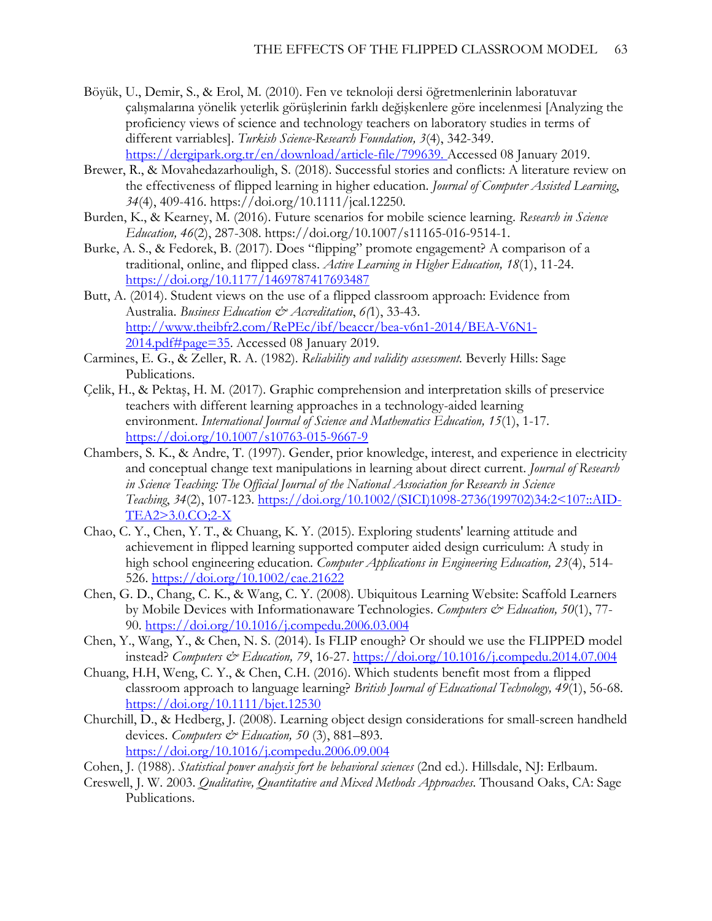Böyük, U., Demir, S., & Erol, M. (2010). Fen ve teknoloji dersi öğretmenlerinin laboratuvar çalışmalarına yönelik yeterlik görüşlerinin farklı değişkenlere göre incelenmesi [Analyzing the proficiency views of science and technology teachers on laboratory studies in terms of different varriables]. *Turkish Science-Research Foundation, 3*(4), 342-349. https://dergipark.org.tr/en/download/article-file/799639. Accessed 08 January 2019.

Brewer, R., & Movahedazarhouligh, S. (2018). Successful stories and conflicts: A literature review on the effectiveness of flipped learning in higher education. *Journal of Computer Assisted Learning*, *34*(4), 409-416. https://doi.org/10.1111/jcal.12250.

Burden, K., & Kearney, M. (2016). Future scenarios for mobile science learning. *Research in Science Education, 46*(2), 287-308. https://doi.org/10.1007/s11165-016-9514-1.

Burke, A. S., & Fedorek, B. (2017). Does "flipping" promote engagement? A comparison of a traditional, online, and flipped class. *Active Learning in Higher Education, 18*(1), 11-24. https://doi.org/10.1177/1469787417693487

Butt, A. (2014). Student views on the use of a flipped classroom approach: Evidence from Australia. *Business Education & Accreditation*, *6(*1), 33-43. http://www.theibfr2.com/RePEc/ibf/beaccr/bea-v6n1-2014/BEA-V6N1-2014.pdf#page=35. Accessed 08 January 2019.

Carmines, E. G., & Zeller, R. A. (1982). *Reliability and validity assessment.* Beverly Hills: Sage Publications.

Çelik, H., & Pektaş, H. M. (2017). Graphic comprehension and interpretation skills of preservice teachers with different learning approaches in a technology-aided learning environment. *International Journal of Science and Mathematics Education, 15*(1), 1-17. https://doi.org/10.1007/s10763-015-9667-9

Chambers, S. K., & Andre, T. (1997). Gender, prior knowledge, interest, and experience in electricity and conceptual change text manipulations in learning about direct current. *Journal of Research in Science Teaching: The Official Journal of the National Association for Research in Science Teaching*, *34*(2), 107-123. https://doi.org/10.1002/(SICI)1098-2736(199702)34:2<107::AID-TEA2>3.0.CO;2-X

Chao, C. Y., Chen, Y. T., & Chuang, K. Y. (2015). Exploring students' learning attitude and achievement in flipped learning supported computer aided design curriculum: A study in high school engineering education. *Computer Applications in Engineering Education, 23*(4), 514-526. https://doi.org/10.1002/cae.21622

Chen, G. D., Chang, C. K., & Wang, C. Y. (2008). Ubiquitous Learning Website: Scaffold Learners by Mobile Devices with Informationaware Technologies. *Computers & Education, 50*(1), 77-90. https://doi.org/10.1016/j.compedu.2006.03.004

Chen, Y., Wang, Y., & Chen, N. S. (2014). Is FLIP enough? Or should we use the FLIPPED model instead? *Computers & Education, 79*, 16-27. https://doi.org/10.1016/j.compedu.2014.07.004

Chuang, H.H, Weng, C. Y., & Chen, C.H. (2016). Which students benefit most from a flipped classroom approach to language learning? *British Journal of Educational Technology, 49*(1), 56-68. https://doi.org/10.1111/bjet.12530

Churchill, D., & Hedberg, J. (2008). Learning object design considerations for small-screen handheld devices. *Computers & Education, 50* (3), 881–893. https://doi.org/10.1016/j.compedu.2006.09.004

Cohen, J. (1988). *Statistical power analysis fort he behavioral sciences* (2nd ed.). Hillsdale, NJ: Erlbaum.

Creswell, J. W. 2003. *Qualitative, Quantitative and Mixed Methods Approaches.* Thousand Oaks, CA: Sage Publications.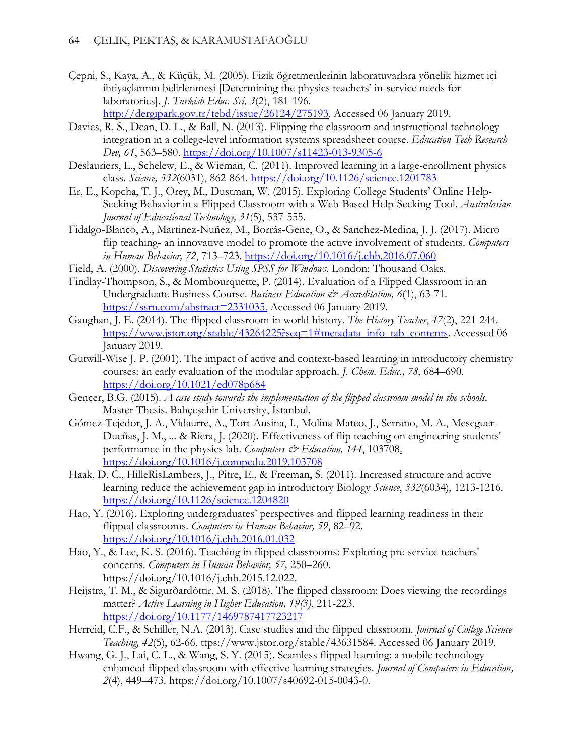Çepni, S., Kaya, A., & Küçük, M. (2005). Fizik öğretmenlerinin laboratuvarlara yönelik hizmet içi ihtiyaçlarının belirlenmesi [Determining the physics teachers' in-service needs for laboratories]. *J. Turkish Educ. Sci, 3*(2), 181-196. http://dergipark.gov.tr/tebd/issue/26124/275193. Accessed 06 January 2019.

Davies, R. S., Dean, D. L., & Ball, N. (2013). Flipping the classroom and instructional technology integration in a college-level information systems spreadsheet course. *Education Tech Research Dev, 61*, 563–580. https://doi.org/10.1007/s11423-013-9305-6

Deslauriers, L., Schelew, E., & Wieman, C. (2011). Improved learning in a large-enrollment physics class. *Science, 332*(6031), 862-864. https://doi.org/10.1126/science.1201783

Er, E., Kopcha, T. J., Orey, M., Dustman, W. (2015). Exploring College Students' Online Help-Seeking Behavior in a Flipped Classroom with a Web-Based Help-Seeking Tool. *Australasian Journal of Educational Technology, 31*(5), 537-555.

Fidalgo-Blanco, A., Martinez-Nuñez, M., Borrás-Gene, O., & Sanchez-Medina, J. J. (2017). Micro flip teaching- an innovative model to promote the active involvement of students. *Computers in Human Behavior, 72*, 713–723. https://doi.org/10.1016/j.chb.2016.07.060

Field, A. (2000). *Discovering Statistics Using SPSS for Windows*. London: Thousand Oaks.

Findlay-Thompson, S., & Mombourquette, P. (2014). Evaluation of a Flipped Classroom in an Undergraduate Business Course. *Business Education & Accreditation, 6*(1), 63-71. https://ssrn.com/abstract=2331035. Accessed 06 January 2019.

Gaughan, J. E. (2014). The flipped classroom in world history. *The History Teacher*, *47*(2), 221-244. https://www.jstor.org/stable/43264225?seq=1#metadata_info_tab_contents. Accessed 06 January 2019.

Gutwill-Wise J. P. (2001). The impact of active and context-based learning in introductory chemistry courses: an early evaluation of the modular approach. *J. Chem. Educ., 78*, 684–690. https://doi.org/10.1021/ed078p684

Gençer, B.G. (2015). *A case study towards the implementation of the flipped classroom model in the schools*. Master Thesis. Bahçeşehir University, İstanbul.

Gómez-Tejedor, J. A., Vidaurre, A., Tort-Ausina, I., Molina-Mateo, J., Serrano, M. A., Meseguer-Dueñas, J. M., ... & Riera, J. (2020). Effectiveness of flip teaching on engineering students' performance in the physics lab. *Computers & Education, 144*, 103708. https://doi.org/10.1016/j.compedu.2019.103708

Haak, D. C., HilleRisLambers, J., Pitre, E., & Freeman, S. (2011). Increased structure and active learning reduce the achievement gap in introductory Biology *Science*, *332*(6034), 1213-1216. https://doi.org/10.1126/science.1204820

Hao, Y. (2016). Exploring undergraduates' perspectives and flipped learning readiness in their flipped classrooms. *Computers in Human Behavior, 59*, 82–92. https://doi.org/10.1016/j.chb.2016.01.032

Hao, Y., & Lee, K. S. (2016). Teaching in flipped classrooms: Exploring pre-service teachers' concerns. *Computers in Human Behavior, 57,* 250–260. https://doi.org/10.1016/j.chb.2015.12.022.

Heijstra, T. M., & Sigurðardóttir, M. S. (2018). The flipped classroom: Does viewing the recordings matter? *Active Learning in Higher Education, 19(3)*, 211-223. https://doi.org/10.1177/1469787417723217

Herreid, C.F., & Schiller, N.A. (2013). Case studies and the flipped classroom. *Journal of College Science Teaching, 42*(5), 62-66. ttps://www.jstor.org/stable/43631584. Accessed 06 January 2019.

Hwang, G. J., Lai, C. L., & Wang, S. Y. (2015). Seamless flipped learning: a mobile technology enhanced flipped classroom with effective learning strategies. *Journal of Computers in Education, 2*(4), 449–473. https://doi.org/10.1007/s40692-015-0043-0.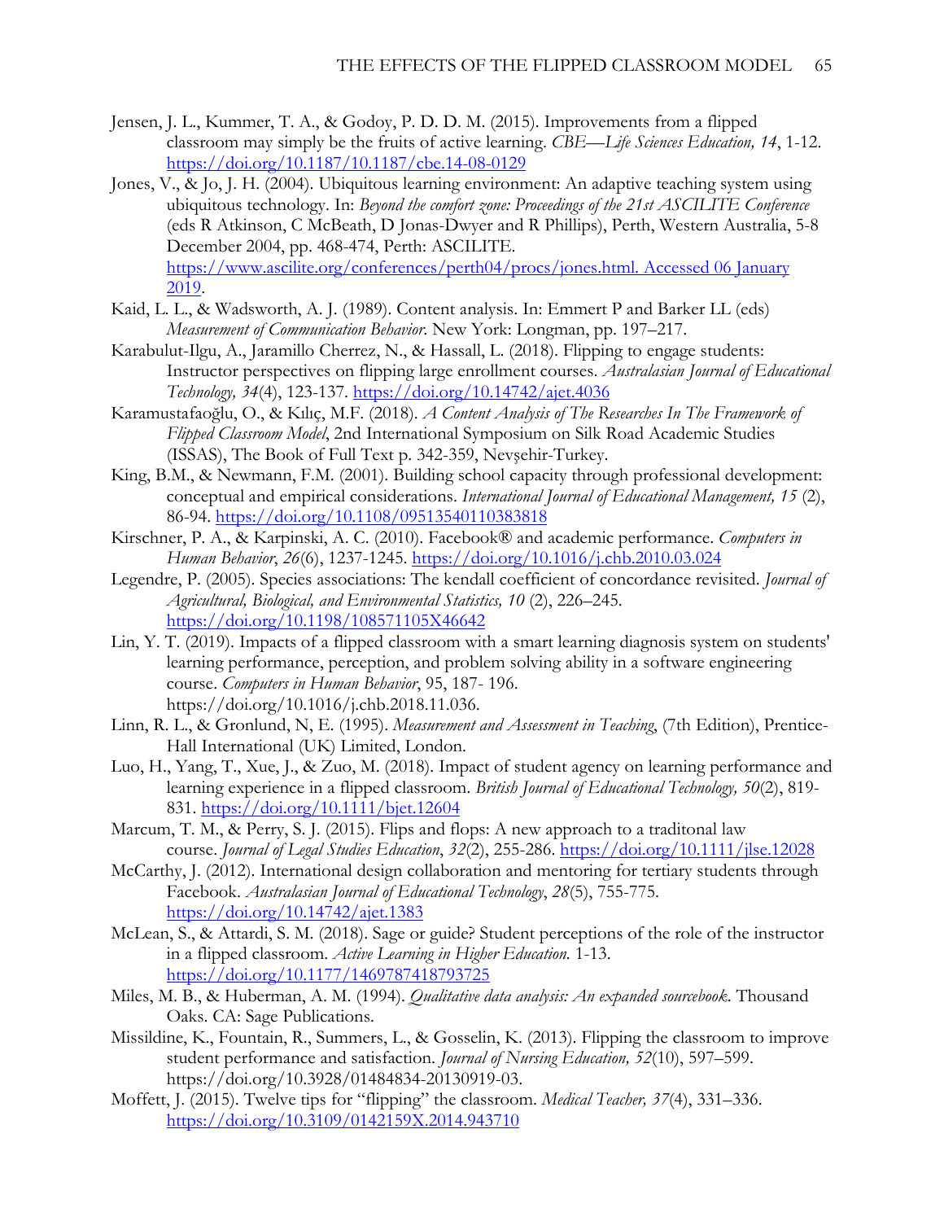Jensen, J. L., Kummer, T. A., & Godoy, P. D. D. M. (2015). Improvements from a flipped classroom may simply be the fruits of active learning. *CBE—Life Sciences Education, 14*, 1-12. https://doi.org/10.1187/10.1187/cbe.14-08-0129

Jones, V., & Jo, J. H. (2004). Ubiquitous learning environment: An adaptive teaching system using ubiquitous technology. In: *Beyond the comfort zone: Proceedings of the 21st ASCILITE Conference* (eds R Atkinson, C McBeath, D Jonas-Dwyer and R Phillips), Perth, Western Australia, 5-8 December 2004, pp. 468-474, Perth: ASCILITE. https://www.ascilite.org/conferences/perth04/procs/jones.html. Accessed 06 January 2019.

Kaid, L. L., & Wadsworth, A. J. (1989). Content analysis. In: Emmert P and Barker LL (eds) *Measurement of Communication Behavior*. New York: Longman, pp. 197–217.

Karabulut-Ilgu, A., Jaramillo Cherrez, N., & Hassall, L. (2018). Flipping to engage students: Instructor perspectives on flipping large enrollment courses. *Australasian Journal of Educational Technology, 34*(4), 123-137. https://doi.org/10.14742/ajet.4036

Karamustafaoğlu, O., & Kılıç, M.F. (2018). *A Content Analysis of The Researches In The Framework of Flipped Classroom Model*, 2nd International Symposium on Silk Road Academic Studies (ISSAS), The Book of Full Text p. 342-359, Nevşehir-Turkey.

King, B.M., & Newmann, F.M. (2001). Building school capacity through professional development: conceptual and empirical considerations. *International Journal of Educational Management, 15* (2), 86-94. https://doi.org/10.1108/09513540110383818

Kirschner, P. A., & Karpinski, A. C. (2010). Facebook® and academic performance. *Computers in Human Behavior*, *26*(6), 1237-1245. https://doi.org/10.1016/j.chb.2010.03.024

Legendre, P. (2005). Species associations: The kendall coefficient of concordance revisited. *Journal of Agricultural, Biological, and Environmental Statistics, 10* (2), 226–245. https://doi.org/10.1198/108571105X46642

Lin, Y. T. (2019). Impacts of a flipped classroom with a smart learning diagnosis system on students' learning performance, perception, and problem solving ability in a software engineering course. *Computers in Human Behavior*, 95, 187- 196. https://doi.org/10.1016/j.chb.2018.11.036.

Linn, R. L., & Gronlund, N, E. (1995). *Measurement and Assessment in Teaching*, (7th Edition), Prentice-Hall International (UK) Limited, London.

Luo, H., Yang, T., Xue, J., & Zuo, M. (2018). Impact of student agency on learning performance and learning experience in a flipped classroom. *British Journal of Educational Technology, 50*(2), 819-831. https://doi.org/10.1111/bjet.12604

Marcum, T. M., & Perry, S. J. (2015). Flips and flops: A new approach to a traditonal law course. *Journal of Legal Studies Education*, *32*(2), 255-286. https://doi.org/10.1111/jlse.12028

McCarthy, J. (2012). International design collaboration and mentoring for tertiary students through Facebook. *Australasian Journal of Educational Technology*, *28*(5), 755-775. https://doi.org/10.14742/ajet.1383

McLean, S., & Attardi, S. M. (2018). Sage or guide? Student perceptions of the role of the instructor in a flipped classroom. *Active Learning in Higher Education.* 1-13. https://doi.org/10.1177/1469787418793725

Miles, M. B., & Huberman, A. M. (1994). *Qualitative data analysis: An expanded sourcebook*. Thousand Oaks. CA: Sage Publications.

Missildine, K., Fountain, R., Summers, L., & Gosselin, K. (2013). Flipping the classroom to improve student performance and satisfaction. *Journal of Nursing Education, 52*(10), 597–599. https://doi.org/10.3928/01484834-20130919-03.

Moffett, J. (2015). Twelve tips for "flipping" the classroom. *Medical Teacher, 37*(4), 331–336. https://doi.org/10.3109/0142159X.2014.943710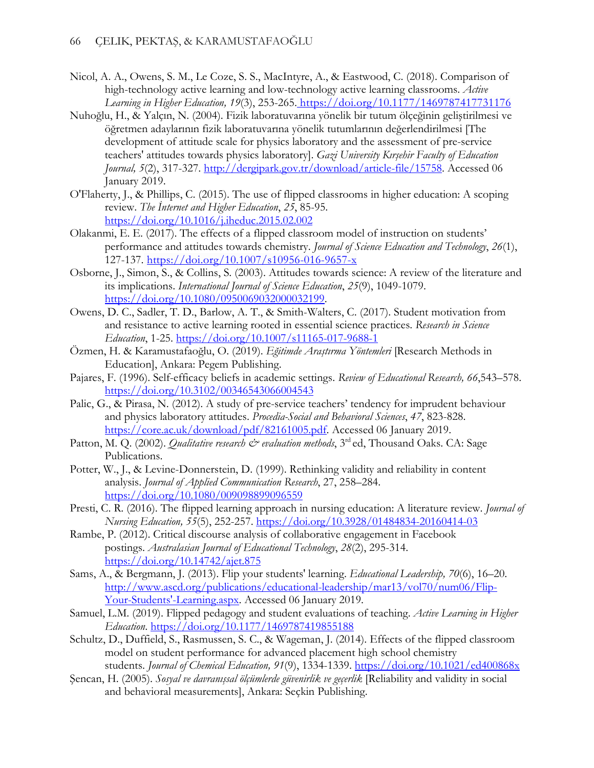Nicol, A. A., Owens, S. M., Le Coze, S. S., MacIntyre, A., & Eastwood, C. (2018). Comparison of high-technology active learning and low-technology active learning classrooms. *Active Learning in Higher Education, 19*(3), 253-265. https://doi.org/10.1177/1469787417731176

Nuhoğlu, H., & Yalçın, N. (2004). Fizik laboratuvarına yönelik bir tutum ölçeğinin geliştirilmesi ve öğretmen adaylarının fizik laboratuvarına yönelik tutumlarının değerlendirilmesi [The development of attitude scale for physics laboratory and the assessment of pre-service teachers' attitudes towards physics laboratory]. *Gazi University Kırşehir Faculty of Education Journal, 5*(2), 317-327. http://dergipark.gov.tr/download/article-file/15758. Accessed 06 January 2019.

O'Flaherty, J., & Phillips, C. (2015). The use of flipped classrooms in higher education: A scoping review. *The İnternet and Higher Education*, *25*, 85-95. https://doi.org/10.1016/j.iheduc.2015.02.002

Olakanmi, E. E. (2017). The effects of a flipped classroom model of instruction on students' performance and attitudes towards chemistry. *Journal of Science Education and Technology*, *26*(1), 127-137. https://doi.org/10.1007/s10956-016-9657-x

Osborne, J., Simon, S., & Collins, S. (2003). Attitudes towards science: A review of the literature and its implications. *International Journal of Science Education*, *25*(9), 1049-1079. https://doi.org/10.1080/0950069032000032199.

Owens, D. C., Sadler, T. D., Barlow, A. T., & Smith-Walters, C. (2017). Student motivation from and resistance to active learning rooted in essential science practices. *Research in Science Education*, 1-25. https://doi.org/10.1007/s11165-017-9688-1

Özmen, H. & Karamustafaoğlu, O. (2019). *Eğitimde Araştırma Yöntemleri* [Research Methods in Education], Ankara: Pegem Publishing.

Pajares, F. (1996). Self-efficacy beliefs in academic settings. *Review of Educational Research, 66*,543–578. https://doi.org/10.3102/00346543066004543

Palic, G., & Pirasa, N. (2012). A study of pre-service teachers' tendency for imprudent behaviour and physics laboratory attitudes. *Procedia-Social and Behavioral Sciences*, *47*, 823-828. https://core.ac.uk/download/pdf/82161005.pdf. Accessed 06 January 2019.

Patton, M. Q. (2002). *Qualitative research & evaluation methods*, 3rd ed, Thousand Oaks. CA: Sage Publications.

Potter, W., J., & Levine-Donnerstein, D. (1999). Rethinking validity and reliability in content analysis. *Journal of Applied Communication Research*, 27, 258–284. https://doi.org/10.1080/00909889909655​9

Presti, C. R. (2016). The flipped learning approach in nursing education: A literature review. *Journal of Nursing Education, 55*(5), 252-257. https://doi.org/10.3928/01484834-20160414-03

Rambe, P. (2012). Critical discourse analysis of collaborative engagement in Facebook postings. *Australasian Journal of Educational Technology*, *28*(2), 295-314. https://doi.org/10.14742/ajet.875

Sams, A., & Bergmann, J. (2013). Flip your students' learning. *Educational Leadership, 70*(6), 16–20. http://www.ascd.org/publications/educational-leadership/mar13/vol70/num06/Flip-Your-Students'-Learning.aspx. Accessed 06 January 2019.

Samuel, L.M. (2019). Flipped pedagogy and student evaluations of teaching. *Active Learning in Higher Education*. https://doi.org/10.1177/1469787419855188

Schultz, D., Duffield, S., Rasmussen, S. C., & Wageman, J. (2014). Effects of the flipped classroom model on student performance for advanced placement high school chemistry students. *Journal of Chemical Education, 91*(9), 1334-1339. https://doi.org/10.1021/ed400868x

Şencan, H. (2005). *Sosyal ve davranışsal ölçümlerde güvenirlik ve geçerlik* [Reliability and validity in social and behavioral measurements], Ankara: Seçkin Publishing.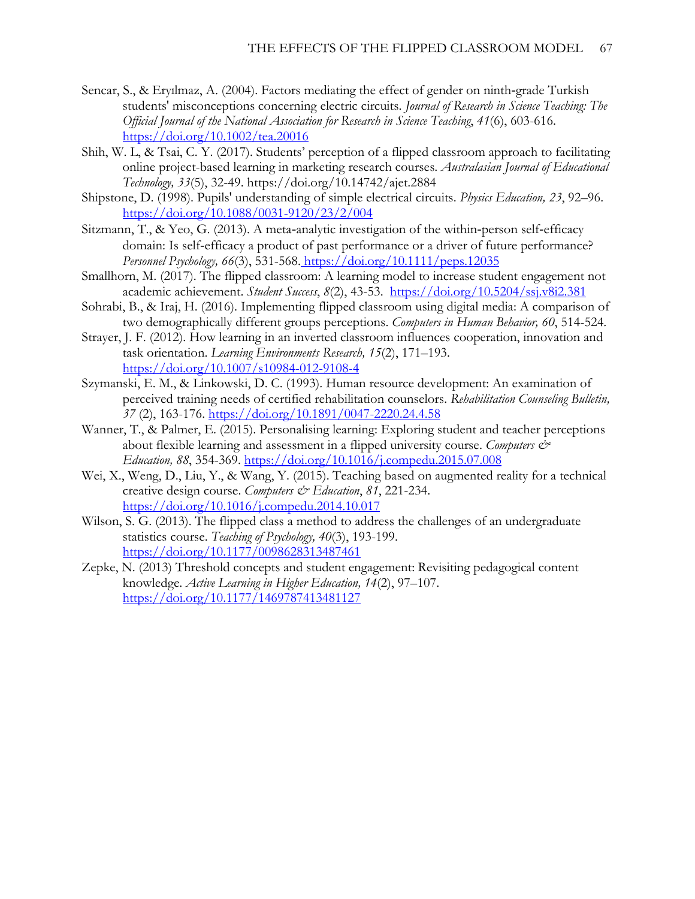Sencar, S., & Eryılmaz, A. (2004). Factors mediating the effect of gender on ninth-grade Turkish students' misconceptions concerning electric circuits. *Journal of Research in Science Teaching: The Official Journal of the National Association for Research in Science Teaching*, *41*(6), 603-616. https://doi.org/10.1002/tea.20016

Shih, W. L, & Tsai, C. Y. (2017). Students' perception of a flipped classroom approach to facilitating online project-based learning in marketing research courses. *Australasian Journal of Educational Technology, 33*(5), 32-49. https://doi.org/10.14742/ajet.2884

Shipstone, D. (1998). Pupils' understanding of simple electrical circuits. *Physics Education, 23*, 92–96. https://doi.org/10.1088/0031-9120/23/2/004

Sitzmann, T., & Yeo, G. (2013). A meta-analytic investigation of the within-person self-efficacy domain: Is self-efficacy a product of past performance or a driver of future performance? *Personnel Psychology, 66*(3), 531-568. https://doi.org/10.1111/peps.12035

Smallhorn, M. (2017). The flipped classroom: A learning model to increase student engagement not academic achievement. *Student Success*, *8*(2), 43-53. https://doi.org/10.5204/ssj.v8i2.381

Sohrabi, B., & Iraj, H. (2016). Implementing flipped classroom using digital media: A comparison of two demographically different groups perceptions. *Computers in Human Behavior, 60*, 514-524.

Strayer, J. F. (2012). How learning in an inverted classroom influences cooperation, innovation and task orientation. *Learning Environments Research, 15*(2), 171–193. https://doi.org/10.1007/s10984-012-9108-4

Szymanski, E. M., & Linkowski, D. C. (1993). Human resource development: An examination of perceived training needs of certified rehabilitation counselors. *Rehabilitation Counseling Bulletin, 37* (2), 163-176. https://doi.org/10.1891/0047-2220.24.4.58

Wanner, T., & Palmer, E. (2015). Personalising learning: Exploring student and teacher perceptions about flexible learning and assessment in a flipped university course. *Computers & Education, 88*, 354-369. https://doi.org/10.1016/j.compedu.2015.07.008

Wei, X., Weng, D., Liu, Y., & Wang, Y. (2015). Teaching based on augmented reality for a technical creative design course. *Computers & Education*, *81*, 221-234. https://doi.org/10.1016/j.compedu.2014.10.017

Wilson, S. G. (2013). The flipped class a method to address the challenges of an undergraduate statistics course. *Teaching of Psychology, 40*(3), 193-199. https://doi.org/10.1177/0098628313487461

Zepke, N. (2013) Threshold concepts and student engagement: Revisiting pedagogical content knowledge. *Active Learning in Higher Education, 14*(2), 97–107. https://doi.org/10.1177/1469787413481127